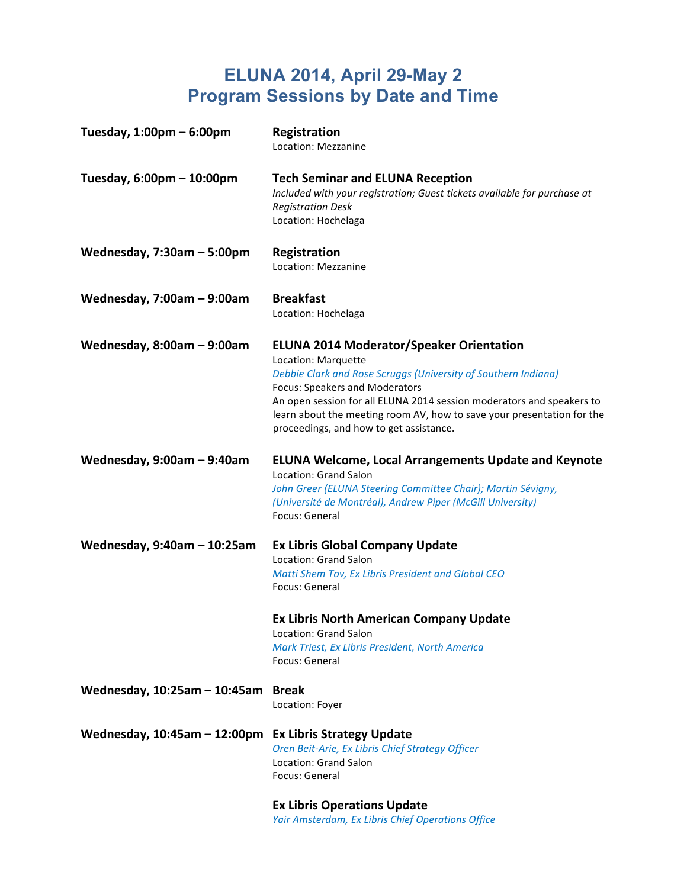# ELUNA 2014, April 29-May 2
# Program Sessions by Date and Time

**Tuesday, 1:00pm – 6:00pm**

**Registration**
Location: Mezzanine

**Tuesday, 6:00pm – 10:00pm**

**Tech Seminar and ELUNA Reception**
*Included with your registration; Guest tickets available for purchase at Registration Desk*
Location: Hochelaga

**Wednesday, 7:30am – 5:00pm**

**Registration**
Location: Mezzanine

**Wednesday, 7:00am – 9:00am**

**Breakfast**
Location: Hochelaga

**Wednesday, 8:00am – 9:00am**

**ELUNA 2014 Moderator/Speaker Orientation**
Location: Marquette
*Debbie Clark and Rose Scruggs (University of Southern Indiana)*
Focus: Speakers and Moderators
An open session for all ELUNA 2014 session moderators and speakers to learn about the meeting room AV, how to save your presentation for the proceedings, and how to get assistance.

**Wednesday, 9:00am – 9:40am**

**ELUNA Welcome, Local Arrangements Update and Keynote**
Location: Grand Salon
*John Greer (ELUNA Steering Committee Chair); Martin Sévigny, (Université de Montréal), Andrew Piper (McGill University)*
Focus: General

**Wednesday, 9:40am – 10:25am**

**Ex Libris Global Company Update**
Location: Grand Salon
*Matti Shem Tov, Ex Libris President and Global CEO*
Focus: General

**Ex Libris North American Company Update**
Location: Grand Salon
*Mark Triest, Ex Libris President, North America*
Focus: General

**Wednesday, 10:25am – 10:45am**

**Break**
Location: Foyer

**Wednesday, 10:45am – 12:00pm**

**Ex Libris Strategy Update**
*Oren Beit-Arie, Ex Libris Chief Strategy Officer*
Location: Grand Salon
Focus: General

**Ex Libris Operations Update**
*Yair Amsterdam, Ex Libris Chief Operations Office*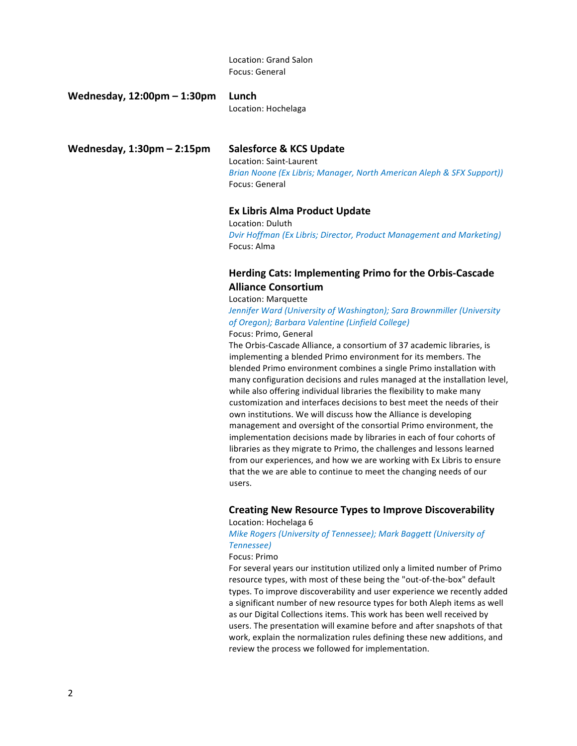Location: Grand Salon
Focus: General

**Wednesday, 12:00pm – 1:30pm**

### Lunch

Location: Hochelaga

**Wednesday, 1:30pm – 2:15pm**

### Salesforce & KCS Update

Location: Saint-Laurent
*Brian Noone (Ex Libris; Manager, North American Aleph & SFX Support))*
Focus: General

### Ex Libris Alma Product Update

Location: Duluth
*Dvir Hoffman (Ex Libris; Director, Product Management and Marketing)*
Focus: Alma

### Herding Cats: Implementing Primo for the Orbis-Cascade Alliance Consortium

Location: Marquette
*Jennifer Ward (University of Washington); Sara Brownmiller (University of Oregon); Barbara Valentine (Linfield College)*
Focus: Primo, General

The Orbis-Cascade Alliance, a consortium of 37 academic libraries, is implementing a blended Primo environment for its members. The blended Primo environment combines a single Primo installation with many configuration decisions and rules managed at the installation level, while also offering individual libraries the flexibility to make many customization and interfaces decisions to best meet the needs of their own institutions. We will discuss how the Alliance is developing management and oversight of the consortial Primo environment, the implementation decisions made by libraries in each of four cohorts of libraries as they migrate to Primo, the challenges and lessons learned from our experiences, and how we are working with Ex Libris to ensure that the we are able to continue to meet the changing needs of our users.

### Creating New Resource Types to Improve Discoverability

Location: Hochelaga 6
*Mike Rogers (University of Tennessee); Mark Baggett (University of Tennessee)*
Focus: Primo

For several years our institution utilized only a limited number of Primo resource types, with most of these being the "out-of-the-box" default types. To improve discoverability and user experience we recently added a significant number of new resource types for both Aleph items as well as our Digital Collections items. This work has been well received by users. The presentation will examine before and after snapshots of that work, explain the normalization rules defining these new additions, and review the process we followed for implementation.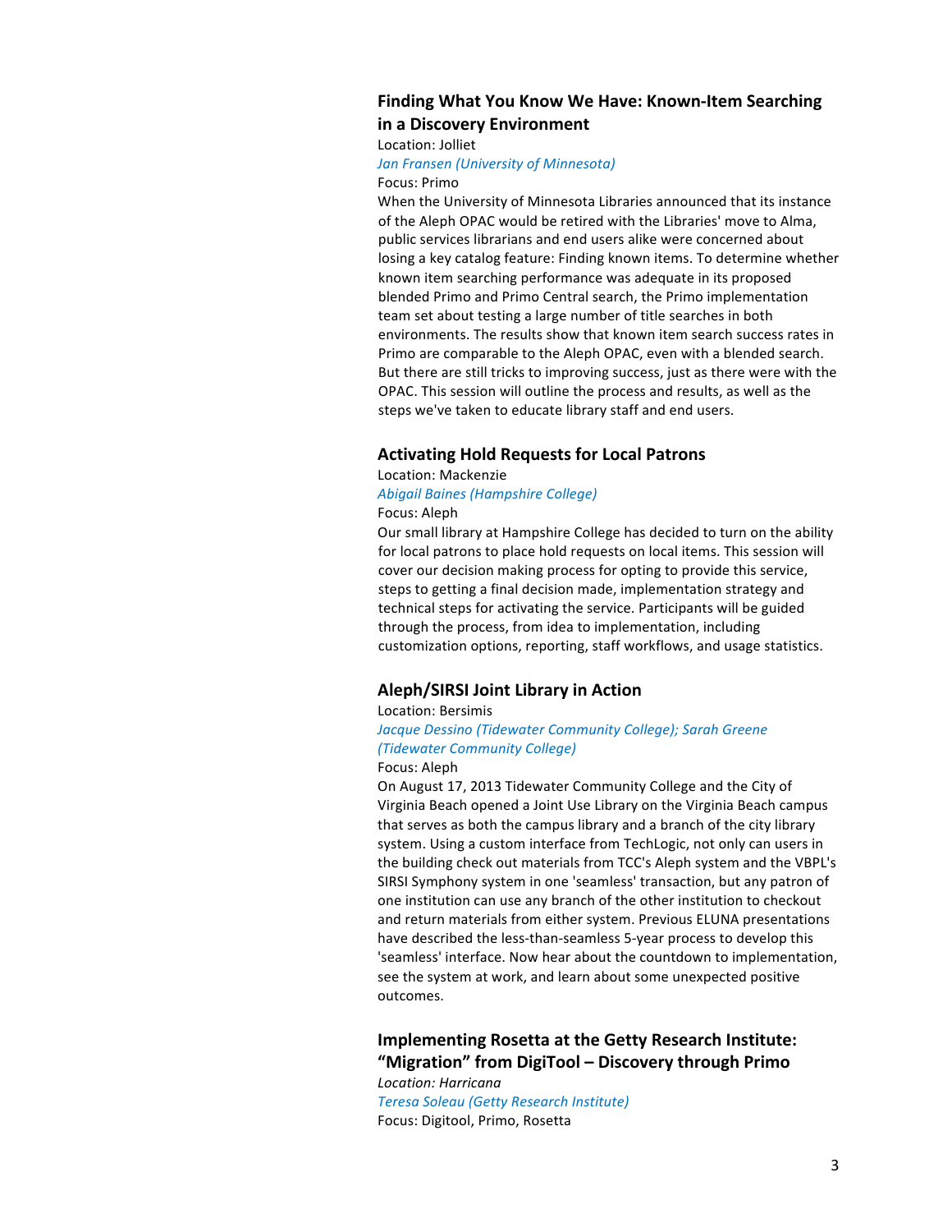### Finding What You Know We Have: Known-Item Searching in a Discovery Environment

Location: Jolliet

*Jan Fransen (University of Minnesota)*

Focus: Primo

When the University of Minnesota Libraries announced that its instance of the Aleph OPAC would be retired with the Libraries' move to Alma, public services librarians and end users alike were concerned about losing a key catalog feature: Finding known items. To determine whether known item searching performance was adequate in its proposed blended Primo and Primo Central search, the Primo implementation team set about testing a large number of title searches in both environments. The results show that known item search success rates in Primo are comparable to the Aleph OPAC, even with a blended search. But there are still tricks to improving success, just as there were with the OPAC. This session will outline the process and results, as well as the steps we've taken to educate library staff and end users.

### Activating Hold Requests for Local Patrons

Location: Mackenzie

*Abigail Baines (Hampshire College)*

Focus: Aleph

Our small library at Hampshire College has decided to turn on the ability for local patrons to place hold requests on local items. This session will cover our decision making process for opting to provide this service, steps to getting a final decision made, implementation strategy and technical steps for activating the service. Participants will be guided through the process, from idea to implementation, including customization options, reporting, staff workflows, and usage statistics.

### Aleph/SIRSI Joint Library in Action

Location: Bersimis

*Jacque Dessino (Tidewater Community College); Sarah Greene (Tidewater Community College)*

Focus: Aleph

On August 17, 2013 Tidewater Community College and the City of Virginia Beach opened a Joint Use Library on the Virginia Beach campus that serves as both the campus library and a branch of the city library system. Using a custom interface from TechLogic, not only can users in the building check out materials from TCC's Aleph system and the VBPL's SIRSI Symphony system in one 'seamless' transaction, but any patron of one institution can use any branch of the other institution to checkout and return materials from either system. Previous ELUNA presentations have described the less-than-seamless 5-year process to develop this 'seamless' interface. Now hear about the countdown to implementation, see the system at work, and learn about some unexpected positive outcomes.

### Implementing Rosetta at the Getty Research Institute: "Migration" from DigiTool – Discovery through Primo

*Location: Harricana*

*Teresa Soleau (Getty Research Institute)*

Focus: Digitool, Primo, Rosetta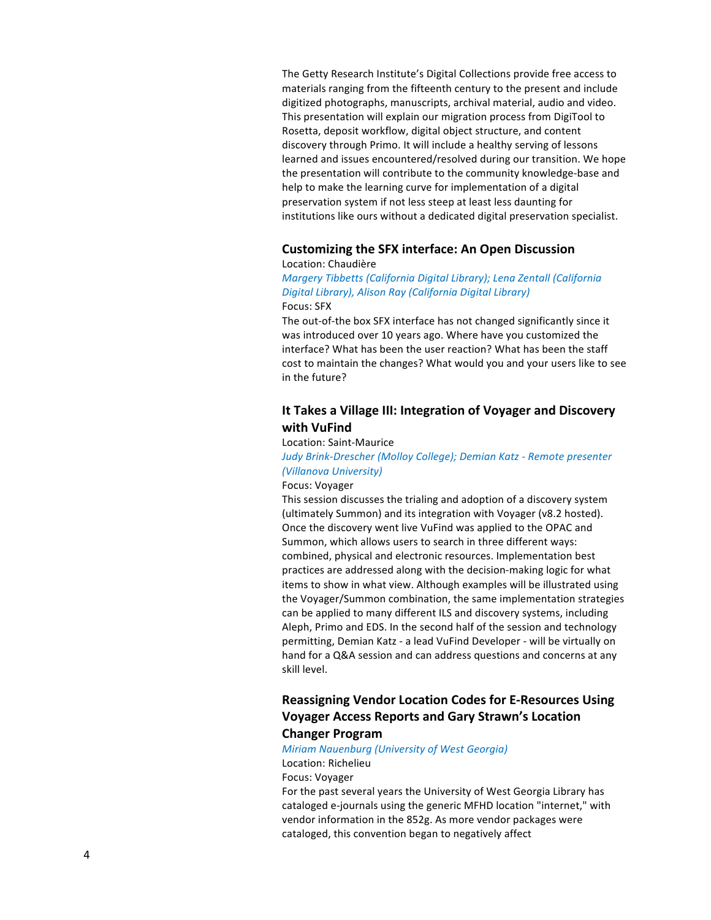The Getty Research Institute's Digital Collections provide free access to materials ranging from the fifteenth century to the present and include digitized photographs, manuscripts, archival material, audio and video. This presentation will explain our migration process from DigiTool to Rosetta, deposit workflow, digital object structure, and content discovery through Primo. It will include a healthy serving of lessons learned and issues encountered/resolved during our transition. We hope the presentation will contribute to the community knowledge-base and help to make the learning curve for implementation of a digital preservation system if not less steep at least less daunting for institutions like ours without a dedicated digital preservation specialist.

### Customizing the SFX interface: An Open Discussion

Location: Chaudière

*Margery Tibbetts (California Digital Library); Lena Zentall (California Digital Library), Alison Ray (California Digital Library)*

Focus: SFX

The out-of-the box SFX interface has not changed significantly since it was introduced over 10 years ago. Where have you customized the interface? What has been the user reaction? What has been the staff cost to maintain the changes? What would you and your users like to see in the future?

### It Takes a Village III: Integration of Voyager and Discovery with VuFind

Location: Saint-Maurice

*Judy Brink-Drescher (Molloy College); Demian Katz - Remote presenter (Villanova University)*

Focus: Voyager

This session discusses the trialing and adoption of a discovery system (ultimately Summon) and its integration with Voyager (v8.2 hosted). Once the discovery went live VuFind was applied to the OPAC and Summon, which allows users to search in three different ways: combined, physical and electronic resources. Implementation best practices are addressed along with the decision-making logic for what items to show in what view. Although examples will be illustrated using the Voyager/Summon combination, the same implementation strategies can be applied to many different ILS and discovery systems, including Aleph, Primo and EDS. In the second half of the session and technology permitting, Demian Katz - a lead VuFind Developer - will be virtually on hand for a Q&A session and can address questions and concerns at any skill level.

### Reassigning Vendor Location Codes for E-Resources Using Voyager Access Reports and Gary Strawn's Location Changer Program

*Miriam Nauenburg (University of West Georgia)*

Location: Richelieu

Focus: Voyager

For the past several years the University of West Georgia Library has cataloged e-journals using the generic MFHD location "internet," with vendor information in the 852g. As more vendor packages were cataloged, this convention began to negatively affect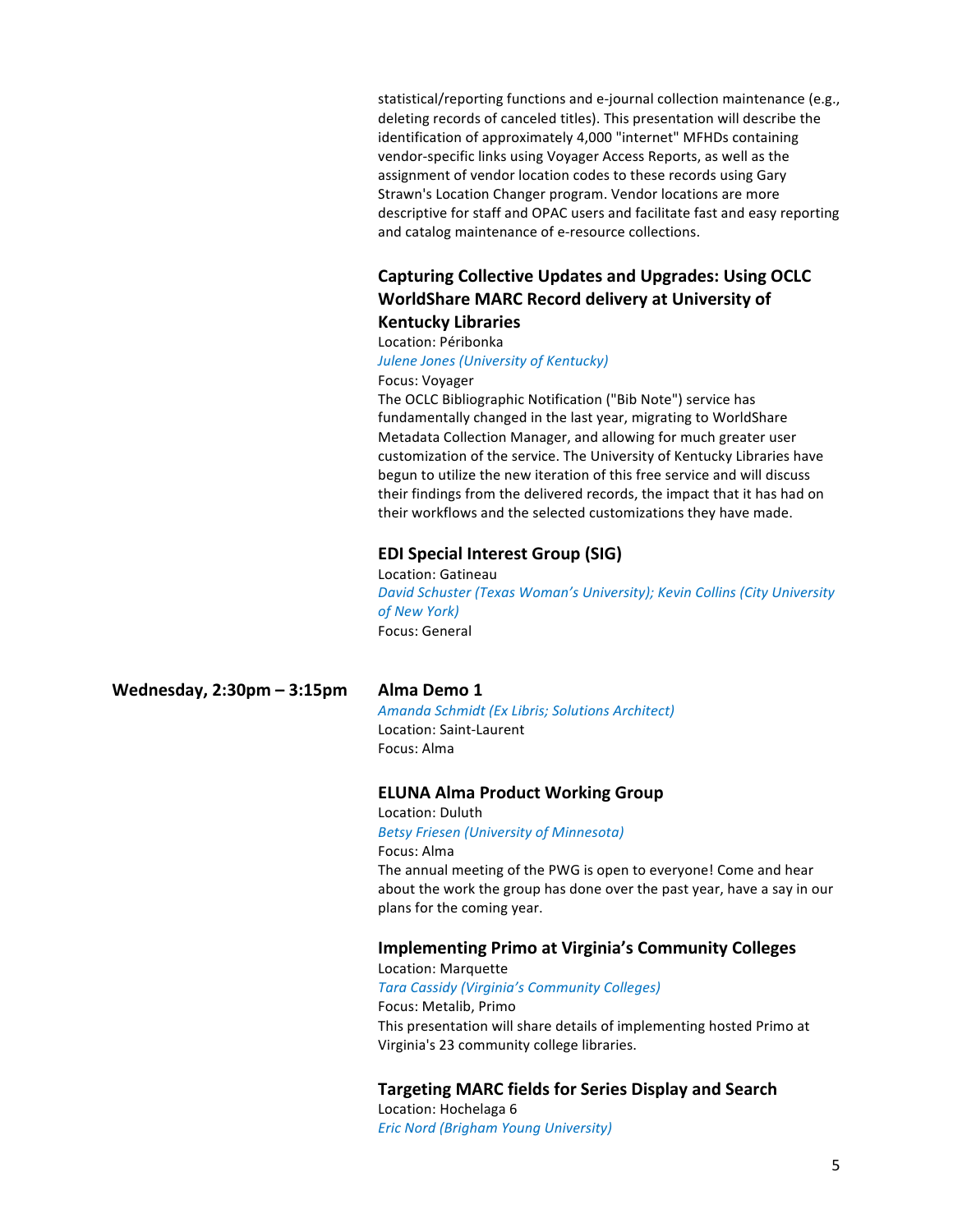statistical/reporting functions and e-journal collection maintenance (e.g., deleting records of canceled titles). This presentation will describe the identification of approximately 4,000 "internet" MFHDs containing vendor-specific links using Voyager Access Reports, as well as the assignment of vendor location codes to these records using Gary Strawn's Location Changer program. Vendor locations are more descriptive for staff and OPAC users and facilitate fast and easy reporting and catalog maintenance of e-resource collections.

### Capturing Collective Updates and Upgrades: Using OCLC WorldShare MARC Record delivery at University of Kentucky Libraries

Location: Péribonka

*Julene Jones (University of Kentucky)*

Focus: Voyager

The OCLC Bibliographic Notification ("Bib Note") service has fundamentally changed in the last year, migrating to WorldShare Metadata Collection Manager, and allowing for much greater user customization of the service. The University of Kentucky Libraries have begun to utilize the new iteration of this free service and will discuss their findings from the delivered records, the impact that it has had on their workflows and the selected customizations they have made.

### EDI Special Interest Group (SIG)

Location: Gatineau

*David Schuster (Texas Woman's University); Kevin Collins (City University of New York)*

Focus: General

## Wednesday, 2:30pm – 3:15pm

### Alma Demo 1

*Amanda Schmidt (Ex Libris; Solutions Architect)*

Location: Saint-Laurent

Focus: Alma

### ELUNA Alma Product Working Group

Location: Duluth

*Betsy Friesen (University of Minnesota)*

Focus: Alma

The annual meeting of the PWG is open to everyone! Come and hear about the work the group has done over the past year, have a say in our plans for the coming year.

### Implementing Primo at Virginia's Community Colleges

Location: Marquette

*Tara Cassidy (Virginia's Community Colleges)*

Focus: Metalib, Primo

This presentation will share details of implementing hosted Primo at Virginia's 23 community college libraries.

### Targeting MARC fields for Series Display and Search

Location: Hochelaga 6

*Eric Nord (Brigham Young University)*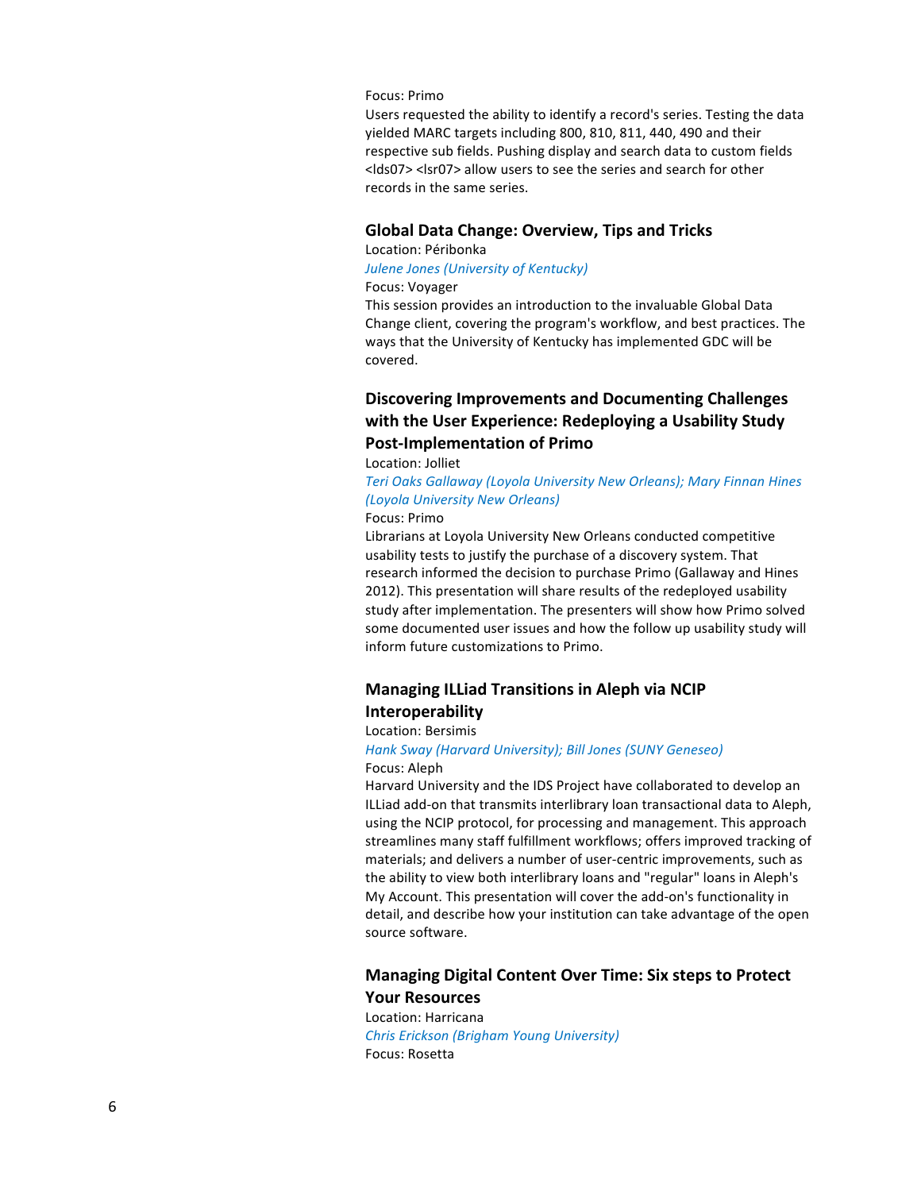Focus: Primo

Users requested the ability to identify a record's series. Testing the data yielded MARC targets including 800, 810, 811, 440, 490 and their respective sub fields. Pushing display and search data to custom fields <lds07> <lsr07> allow users to see the series and search for other records in the same series.

### Global Data Change: Overview, Tips and Tricks

Location: Péribonka

*Julene Jones (University of Kentucky)*

Focus: Voyager

This session provides an introduction to the invaluable Global Data Change client, covering the program's workflow, and best practices. The ways that the University of Kentucky has implemented GDC will be covered.

### Discovering Improvements and Documenting Challenges with the User Experience: Redeploying a Usability Study Post-Implementation of Primo

Location: Jolliet

*Teri Oaks Gallaway (Loyola University New Orleans); Mary Finnan Hines (Loyola University New Orleans)*

Focus: Primo

Librarians at Loyola University New Orleans conducted competitive usability tests to justify the purchase of a discovery system. That research informed the decision to purchase Primo (Gallaway and Hines 2012). This presentation will share results of the redeployed usability study after implementation. The presenters will show how Primo solved some documented user issues and how the follow up usability study will inform future customizations to Primo.

### Managing ILLiad Transitions in Aleph via NCIP Interoperability

Location: Bersimis

*Hank Sway (Harvard University); Bill Jones (SUNY Geneseo)*

Focus: Aleph

Harvard University and the IDS Project have collaborated to develop an ILLiad add-on that transmits interlibrary loan transactional data to Aleph, using the NCIP protocol, for processing and management. This approach streamlines many staff fulfillment workflows; offers improved tracking of materials; and delivers a number of user-centric improvements, such as the ability to view both interlibrary loans and "regular" loans in Aleph's My Account. This presentation will cover the add-on's functionality in detail, and describe how your institution can take advantage of the open source software.

### Managing Digital Content Over Time: Six steps to Protect Your Resources

Location: Harricana

*Chris Erickson (Brigham Young University)*

Focus: Rosetta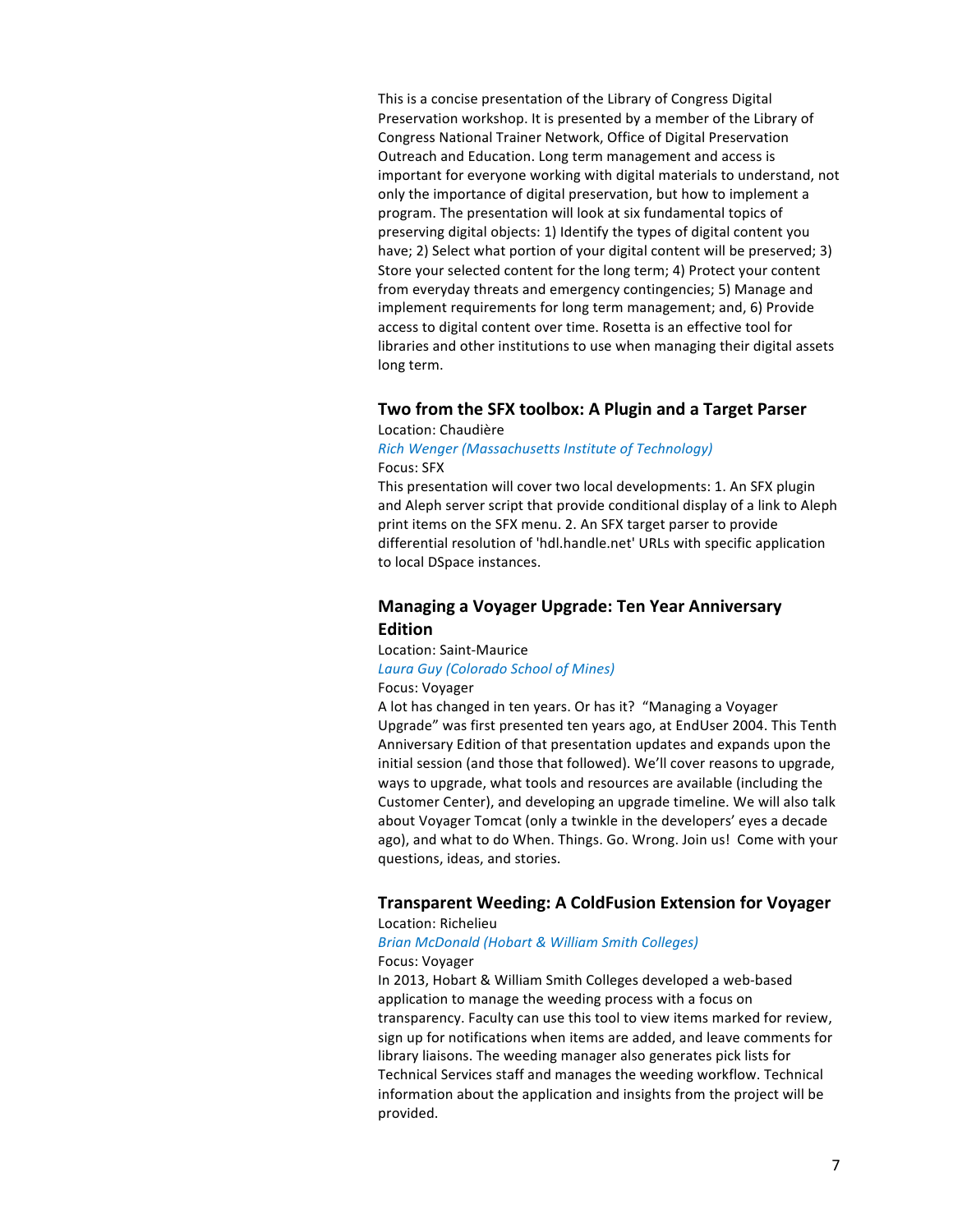This is a concise presentation of the Library of Congress Digital Preservation workshop. It is presented by a member of the Library of Congress National Trainer Network, Office of Digital Preservation Outreach and Education. Long term management and access is important for everyone working with digital materials to understand, not only the importance of digital preservation, but how to implement a program. The presentation will look at six fundamental topics of preserving digital objects: 1) Identify the types of digital content you have; 2) Select what portion of your digital content will be preserved; 3) Store your selected content for the long term; 4) Protect your content from everyday threats and emergency contingencies; 5) Manage and implement requirements for long term management; and, 6) Provide access to digital content over time. Rosetta is an effective tool for libraries and other institutions to use when managing their digital assets long term.

### Two from the SFX toolbox: A Plugin and a Target Parser

Location: Chaudière

*Rich Wenger (Massachusetts Institute of Technology)*

Focus: SFX

This presentation will cover two local developments: 1. An SFX plugin and Aleph server script that provide conditional display of a link to Aleph print items on the SFX menu. 2. An SFX target parser to provide differential resolution of 'hdl.handle.net' URLs with specific application to local DSpace instances.

### Managing a Voyager Upgrade: Ten Year Anniversary Edition

Location: Saint-Maurice

*Laura Guy (Colorado School of Mines)*

Focus: Voyager

A lot has changed in ten years. Or has it? "Managing a Voyager Upgrade" was first presented ten years ago, at EndUser 2004. This Tenth Anniversary Edition of that presentation updates and expands upon the initial session (and those that followed). We'll cover reasons to upgrade, ways to upgrade, what tools and resources are available (including the Customer Center), and developing an upgrade timeline. We will also talk about Voyager Tomcat (only a twinkle in the developers' eyes a decade ago), and what to do When. Things. Go. Wrong. Join us! Come with your questions, ideas, and stories.

### Transparent Weeding: A ColdFusion Extension for Voyager

Location: Richelieu

*Brian McDonald (Hobart & William Smith Colleges)*

Focus: Voyager

In 2013, Hobart & William Smith Colleges developed a web-based application to manage the weeding process with a focus on transparency. Faculty can use this tool to view items marked for review, sign up for notifications when items are added, and leave comments for library liaisons. The weeding manager also generates pick lists for Technical Services staff and manages the weeding workflow. Technical information about the application and insights from the project will be provided.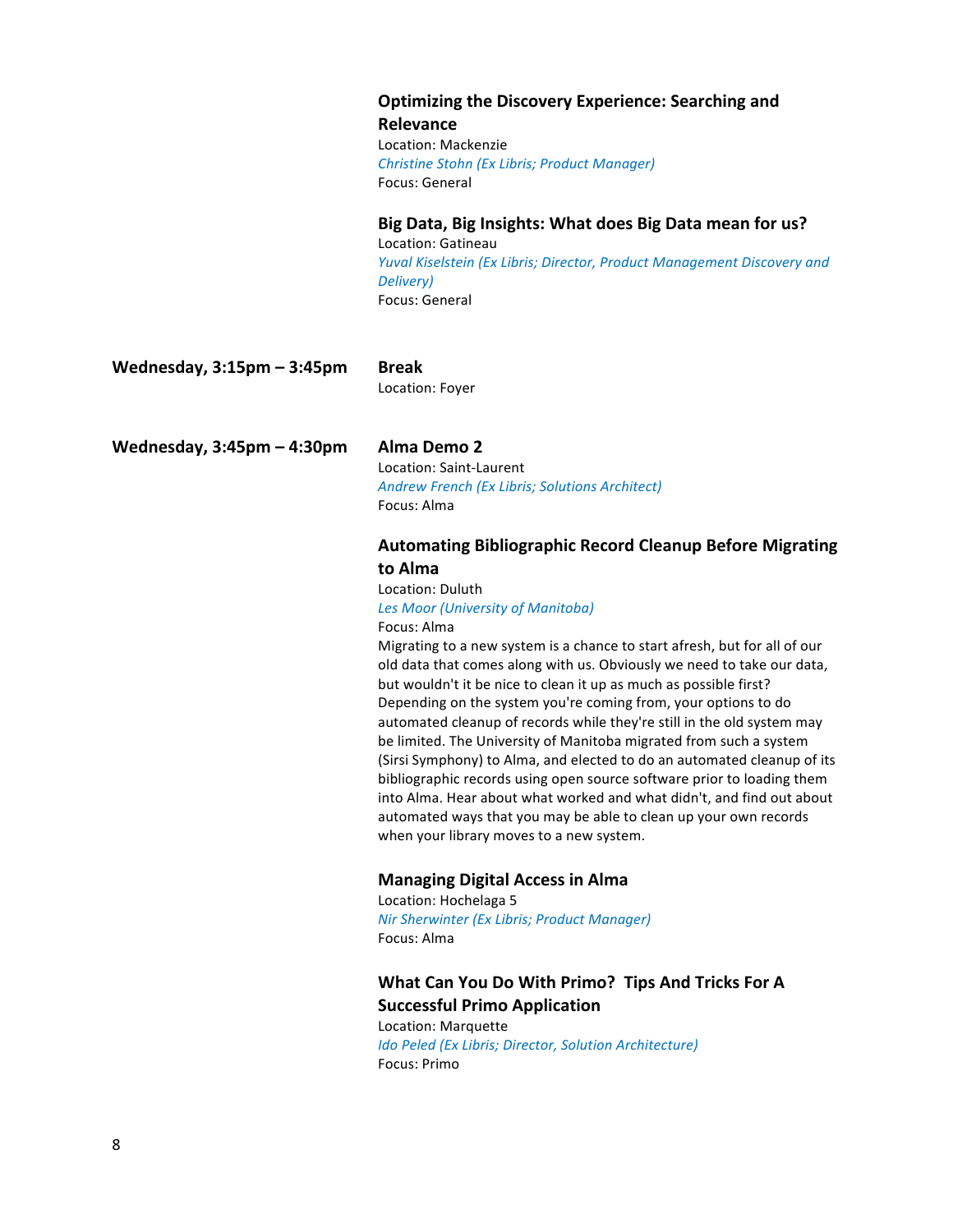### Optimizing the Discovery Experience: Searching and Relevance

Location: Mackenzie

*Christine Stohn (Ex Libris; Product Manager)*

Focus: General

### Big Data, Big Insights: What does Big Data mean for us?

Location: Gatineau

*Yuval Kiselstein (Ex Libris; Director, Product Management Discovery and Delivery)*

Focus: General

**Wednesday, 3:15pm – 3:45pm**

### Break

Location: Foyer

**Wednesday, 3:45pm – 4:30pm**

### Alma Demo 2

Location: Saint-Laurent

*Andrew French (Ex Libris; Solutions Architect)*

Focus: Alma

### Automating Bibliographic Record Cleanup Before Migrating to Alma

Location: Duluth

*Les Moor (University of Manitoba)*

Focus: Alma

Migrating to a new system is a chance to start afresh, but for all of our old data that comes along with us. Obviously we need to take our data, but wouldn't it be nice to clean it up as much as possible first? Depending on the system you're coming from, your options to do automated cleanup of records while they're still in the old system may be limited. The University of Manitoba migrated from such a system (Sirsi Symphony) to Alma, and elected to do an automated cleanup of its bibliographic records using open source software prior to loading them into Alma. Hear about what worked and what didn't, and find out about automated ways that you may be able to clean up your own records when your library moves to a new system.

### Managing Digital Access in Alma

Location: Hochelaga 5

*Nir Sherwinter (Ex Libris; Product Manager)*

Focus: Alma

### What Can You Do With Primo? Tips And Tricks For A Successful Primo Application

Location: Marquette

*Ido Peled (Ex Libris; Director, Solution Architecture)*

Focus: Primo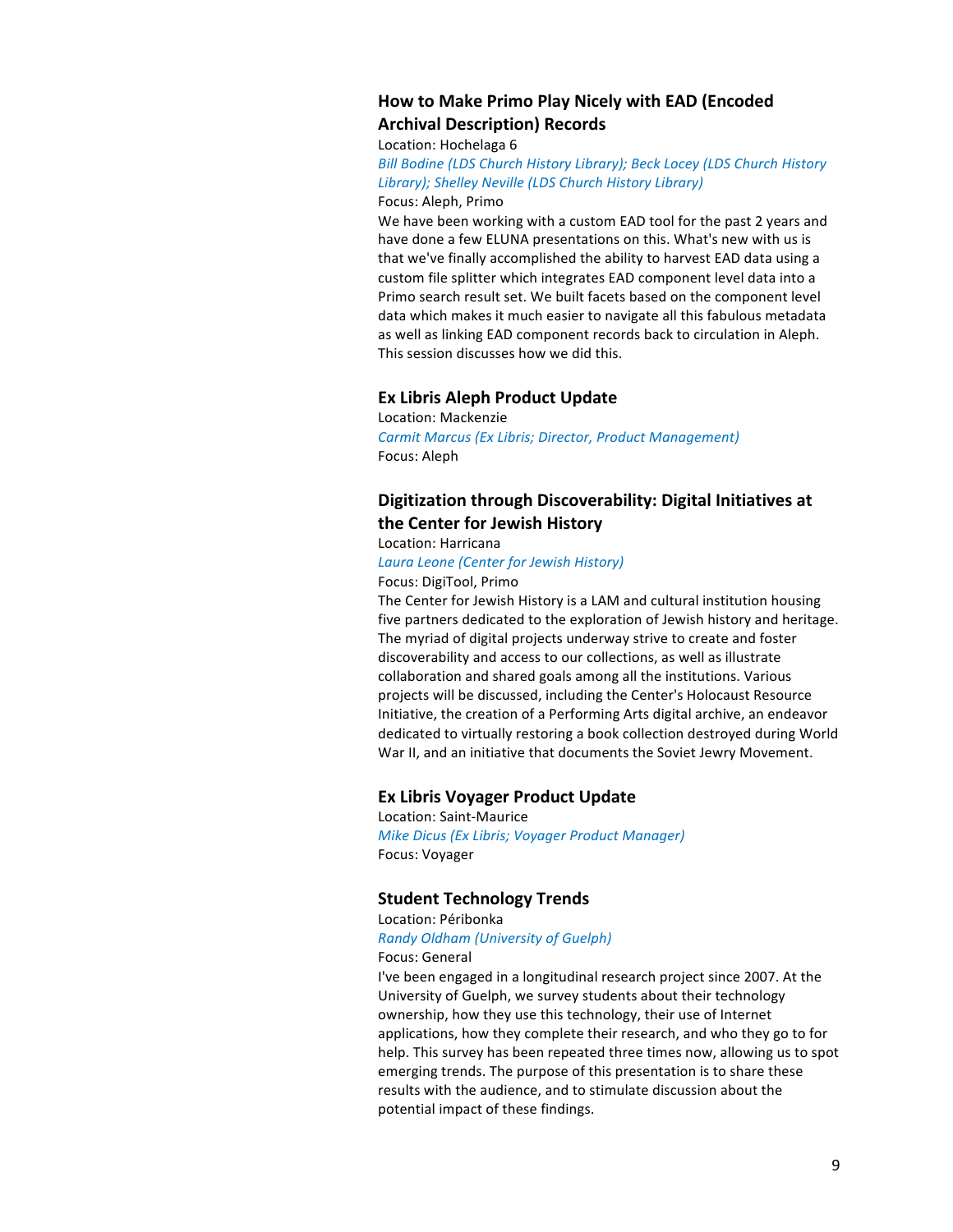### How to Make Primo Play Nicely with EAD (Encoded Archival Description) Records

Location: Hochelaga 6

*Bill Bodine (LDS Church History Library); Beck Locey (LDS Church History Library); Shelley Neville (LDS Church History Library)*

Focus: Aleph, Primo

We have been working with a custom EAD tool for the past 2 years and have done a few ELUNA presentations on this. What's new with us is that we've finally accomplished the ability to harvest EAD data using a custom file splitter which integrates EAD component level data into a Primo search result set. We built facets based on the component level data which makes it much easier to navigate all this fabulous metadata as well as linking EAD component records back to circulation in Aleph. This session discusses how we did this.

### Ex Libris Aleph Product Update

Location: Mackenzie

*Carmit Marcus (Ex Libris; Director, Product Management)*

Focus: Aleph

### Digitization through Discoverability: Digital Initiatives at the Center for Jewish History

Location: Harricana

*Laura Leone (Center for Jewish History)*

Focus: DigiTool, Primo

The Center for Jewish History is a LAM and cultural institution housing five partners dedicated to the exploration of Jewish history and heritage. The myriad of digital projects underway strive to create and foster discoverability and access to our collections, as well as illustrate collaboration and shared goals among all the institutions. Various projects will be discussed, including the Center's Holocaust Resource Initiative, the creation of a Performing Arts digital archive, an endeavor dedicated to virtually restoring a book collection destroyed during World War II, and an initiative that documents the Soviet Jewry Movement.

### Ex Libris Voyager Product Update

Location: Saint-Maurice

*Mike Dicus (Ex Libris; Voyager Product Manager)*

Focus: Voyager

### Student Technology Trends

Location: Péribonka

*Randy Oldham (University of Guelph)*

Focus: General

I've been engaged in a longitudinal research project since 2007. At the University of Guelph, we survey students about their technology ownership, how they use this technology, their use of Internet applications, how they complete their research, and who they go to for help. This survey has been repeated three times now, allowing us to spot emerging trends. The purpose of this presentation is to share these results with the audience, and to stimulate discussion about the potential impact of these findings.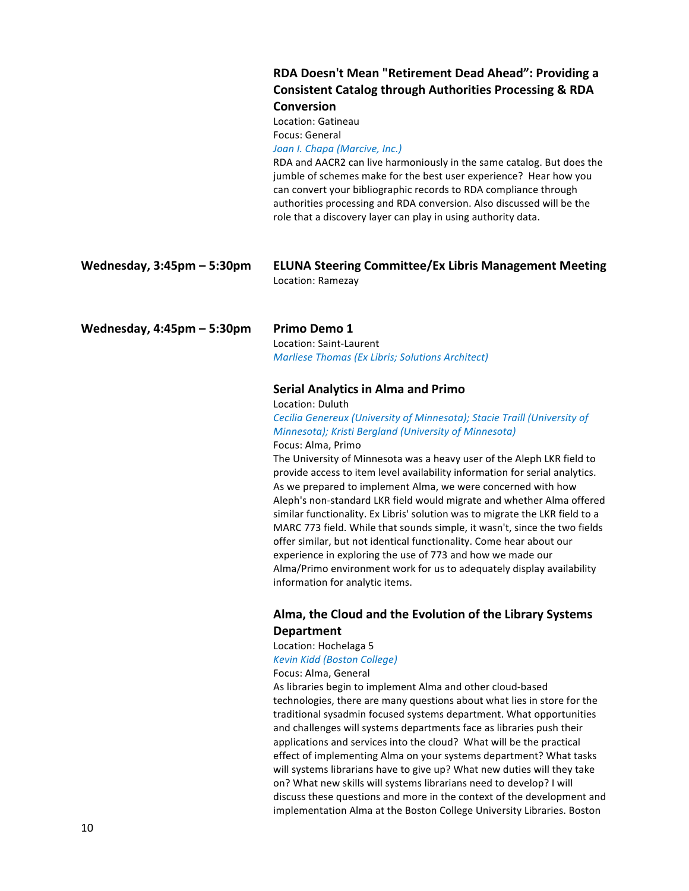### RDA Doesn't Mean "Retirement Dead Ahead": Providing a Consistent Catalog through Authorities Processing & RDA Conversion

Location: Gatineau
Focus: General
*Joan I. Chapa (Marcive, Inc.)*
RDA and AACR2 can live harmoniously in the same catalog. But does the jumble of schemes make for the best user experience? Hear how you can convert your bibliographic records to RDA compliance through authorities processing and RDA conversion. Also discussed will be the role that a discovery layer can play in using authority data.

**Wednesday, 3:45pm – 5:30pm**

### ELUNA Steering Committee/Ex Libris Management Meeting

Location: Ramezay

**Wednesday, 4:45pm – 5:30pm**

### Primo Demo 1

Location: Saint-Laurent
*Marliese Thomas (Ex Libris; Solutions Architect)*

### Serial Analytics in Alma and Primo

Location: Duluth
*Cecilia Genereux (University of Minnesota); Stacie Traill (University of Minnesota); Kristi Bergland (University of Minnesota)*
Focus: Alma, Primo
The University of Minnesota was a heavy user of the Aleph LKR field to provide access to item level availability information for serial analytics. As we prepared to implement Alma, we were concerned with how Aleph's non-standard LKR field would migrate and whether Alma offered similar functionality. Ex Libris' solution was to migrate the LKR field to a MARC 773 field. While that sounds simple, it wasn't, since the two fields offer similar, but not identical functionality. Come hear about our experience in exploring the use of 773 and how we made our Alma/Primo environment work for us to adequately display availability information for analytic items.

### Alma, the Cloud and the Evolution of the Library Systems Department

Location: Hochelaga 5
*Kevin Kidd (Boston College)*
Focus: Alma, General
As libraries begin to implement Alma and other cloud-based technologies, there are many questions about what lies in store for the traditional sysadmin focused systems department. What opportunities and challenges will systems departments face as libraries push their applications and services into the cloud? What will be the practical effect of implementing Alma on your systems department? What tasks will systems librarians have to give up? What new duties will they take on? What new skills will systems librarians need to develop? I will discuss these questions and more in the context of the development and implementation Alma at the Boston College University Libraries. Boston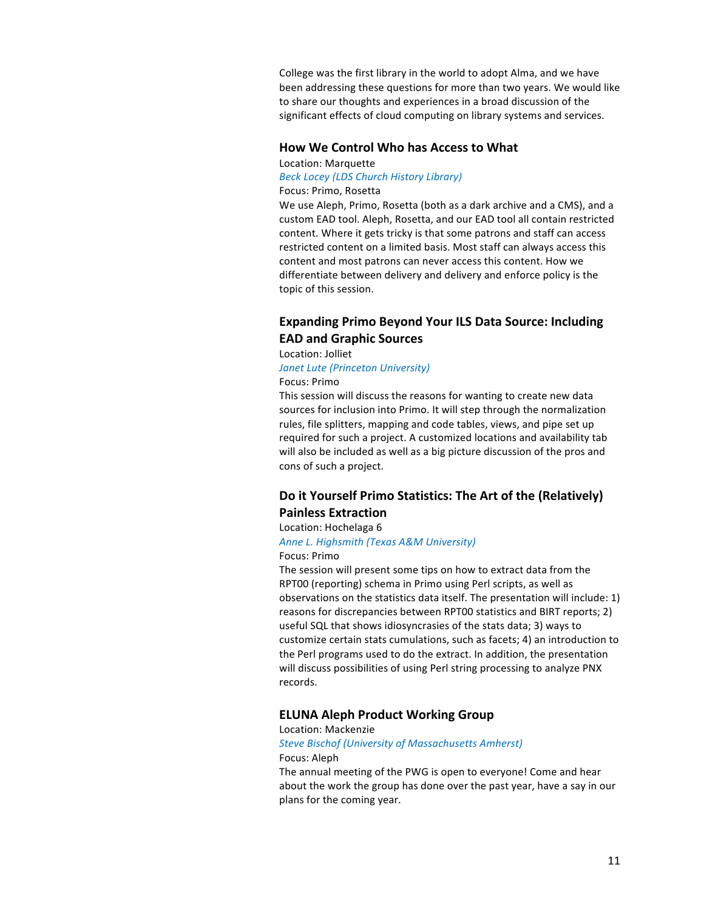College was the first library in the world to adopt Alma, and we have been addressing these questions for more than two years. We would like to share our thoughts and experiences in a broad discussion of the significant effects of cloud computing on library systems and services.

### How We Control Who has Access to What

Location: Marquette

*Beck Locey (LDS Church History Library)*

Focus: Primo, Rosetta

We use Aleph, Primo, Rosetta (both as a dark archive and a CMS), and a custom EAD tool. Aleph, Rosetta, and our EAD tool all contain restricted content. Where it gets tricky is that some patrons and staff can access restricted content on a limited basis. Most staff can always access this content and most patrons can never access this content. How we differentiate between delivery and delivery and enforce policy is the topic of this session.

### Expanding Primo Beyond Your ILS Data Source: Including EAD and Graphic Sources

Location: Jolliet

*Janet Lute (Princeton University)*

Focus: Primo

This session will discuss the reasons for wanting to create new data sources for inclusion into Primo. It will step through the normalization rules, file splitters, mapping and code tables, views, and pipe set up required for such a project. A customized locations and availability tab will also be included as well as a big picture discussion of the pros and cons of such a project.

### Do it Yourself Primo Statistics: The Art of the (Relatively) Painless Extraction

Location: Hochelaga 6

*Anne L. Highsmith (Texas A&M University)*

Focus: Primo

The session will present some tips on how to extract data from the RPT00 (reporting) schema in Primo using Perl scripts, as well as observations on the statistics data itself. The presentation will include: 1) reasons for discrepancies between RPT00 statistics and BIRT reports; 2) useful SQL that shows idiosyncrasies of the stats data; 3) ways to customize certain stats cumulations, such as facets; 4) an introduction to the Perl programs used to do the extract. In addition, the presentation will discuss possibilities of using Perl string processing to analyze PNX records.

### ELUNA Aleph Product Working Group

Location: Mackenzie

*Steve Bischof (University of Massachusetts Amherst)*

Focus: Aleph

The annual meeting of the PWG is open to everyone! Come and hear about the work the group has done over the past year, have a say in our plans for the coming year.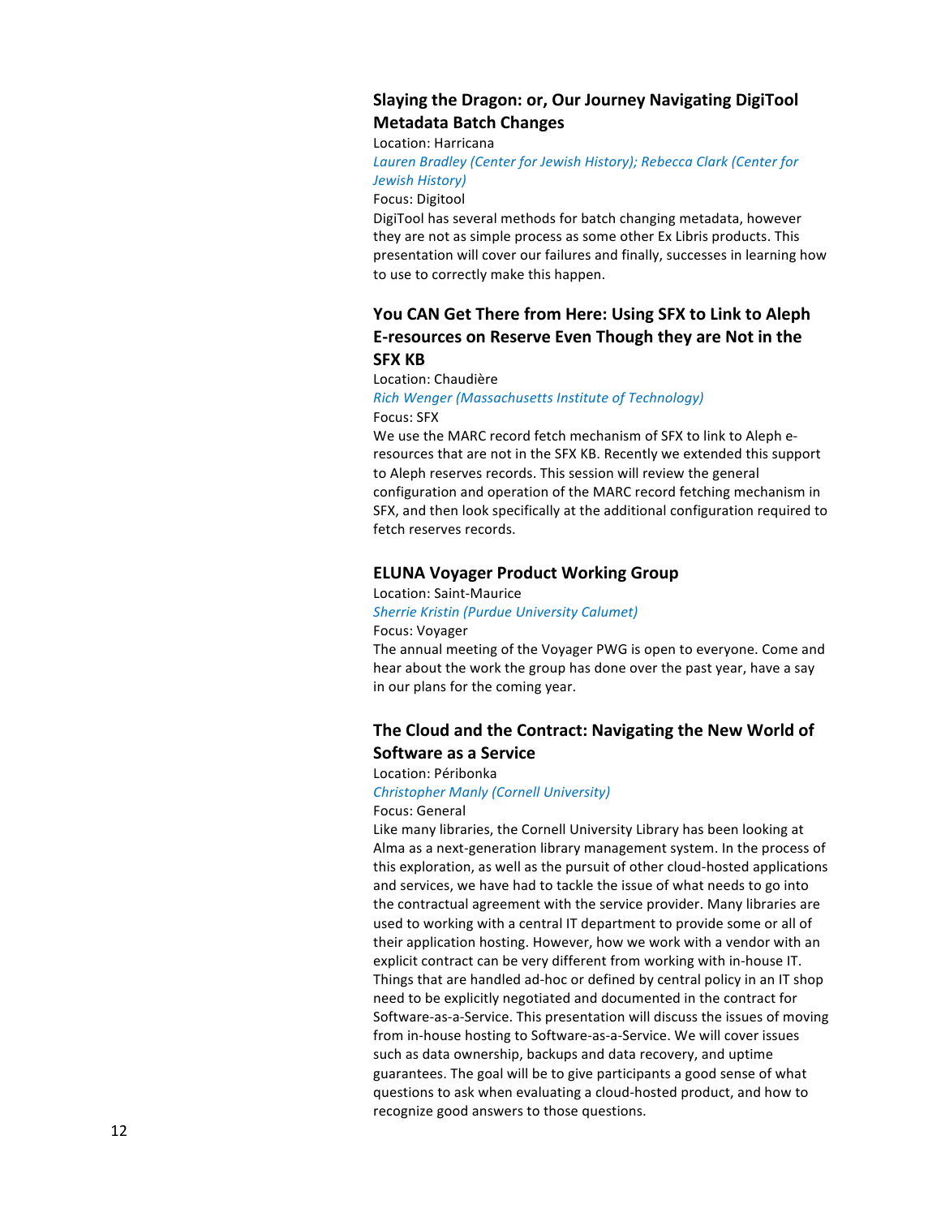### Slaying the Dragon: or, Our Journey Navigating DigiTool Metadata Batch Changes

Location: Harricana

*Lauren Bradley (Center for Jewish History); Rebecca Clark (Center for Jewish History)*

Focus: Digitool

DigiTool has several methods for batch changing metadata, however they are not as simple process as some other Ex Libris products. This presentation will cover our failures and finally, successes in learning how to use to correctly make this happen.

### You CAN Get There from Here: Using SFX to Link to Aleph E-resources on Reserve Even Though they are Not in the SFX KB

Location: Chaudière

*Rich Wenger (Massachusetts Institute of Technology)*

Focus: SFX

We use the MARC record fetch mechanism of SFX to link to Aleph e-resources that are not in the SFX KB. Recently we extended this support to Aleph reserves records. This session will review the general configuration and operation of the MARC record fetching mechanism in SFX, and then look specifically at the additional configuration required to fetch reserves records.

### ELUNA Voyager Product Working Group

Location: Saint-Maurice

*Sherrie Kristin (Purdue University Calumet)*

Focus: Voyager

The annual meeting of the Voyager PWG is open to everyone. Come and hear about the work the group has done over the past year, have a say in our plans for the coming year.

### The Cloud and the Contract: Navigating the New World of Software as a Service

Location: Péribonka

*Christopher Manly (Cornell University)*

Focus: General

Like many libraries, the Cornell University Library has been looking at Alma as a next-generation library management system. In the process of this exploration, as well as the pursuit of other cloud-hosted applications and services, we have had to tackle the issue of what needs to go into the contractual agreement with the service provider. Many libraries are used to working with a central IT department to provide some or all of their application hosting. However, how we work with a vendor with an explicit contract can be very different from working with in-house IT. Things that are handled ad-hoc or defined by central policy in an IT shop need to be explicitly negotiated and documented in the contract for Software-as-a-Service. This presentation will discuss the issues of moving from in-house hosting to Software-as-a-Service. We will cover issues such as data ownership, backups and data recovery, and uptime guarantees. The goal will be to give participants a good sense of what questions to ask when evaluating a cloud-hosted product, and how to recognize good answers to those questions.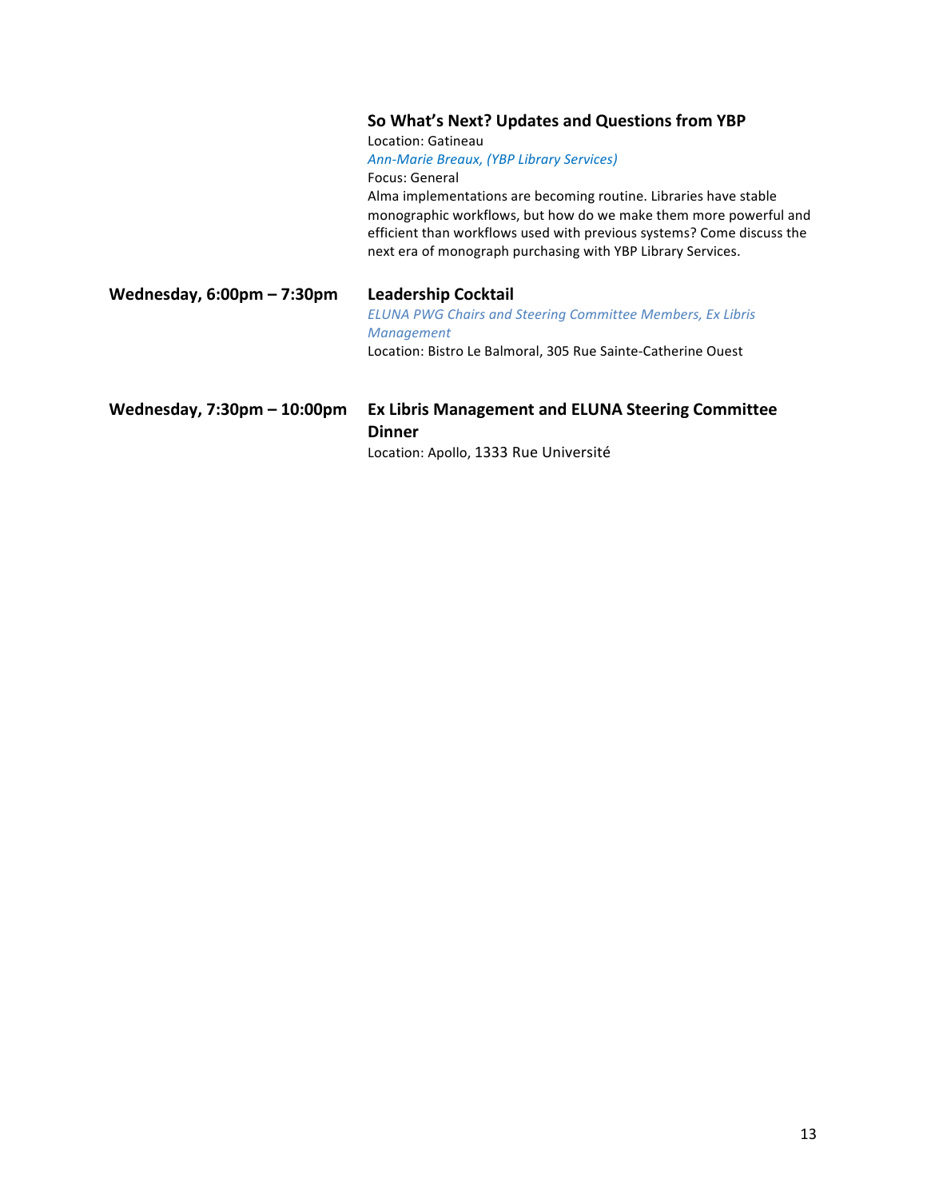**So What's Next? Updates and Questions from YBP**
Location: Gatineau
*Ann-Marie Breaux, (YBP Library Services)*
Focus: General
Alma implementations are becoming routine. Libraries have stable monographic workflows, but how do we make them more powerful and efficient than workflows used with previous systems? Come discuss the next era of monograph purchasing with YBP Library Services.

**Wednesday, 6:00pm – 7:30pm**

**Leadership Cocktail**
*ELUNA PWG Chairs and Steering Committee Members, Ex Libris Management*
Location: Bistro Le Balmoral, 305 Rue Sainte-Catherine Ouest

**Wednesday, 7:30pm – 10:00pm**

**Ex Libris Management and ELUNA Steering Committee Dinner**
Location: Apollo, 1333 Rue Université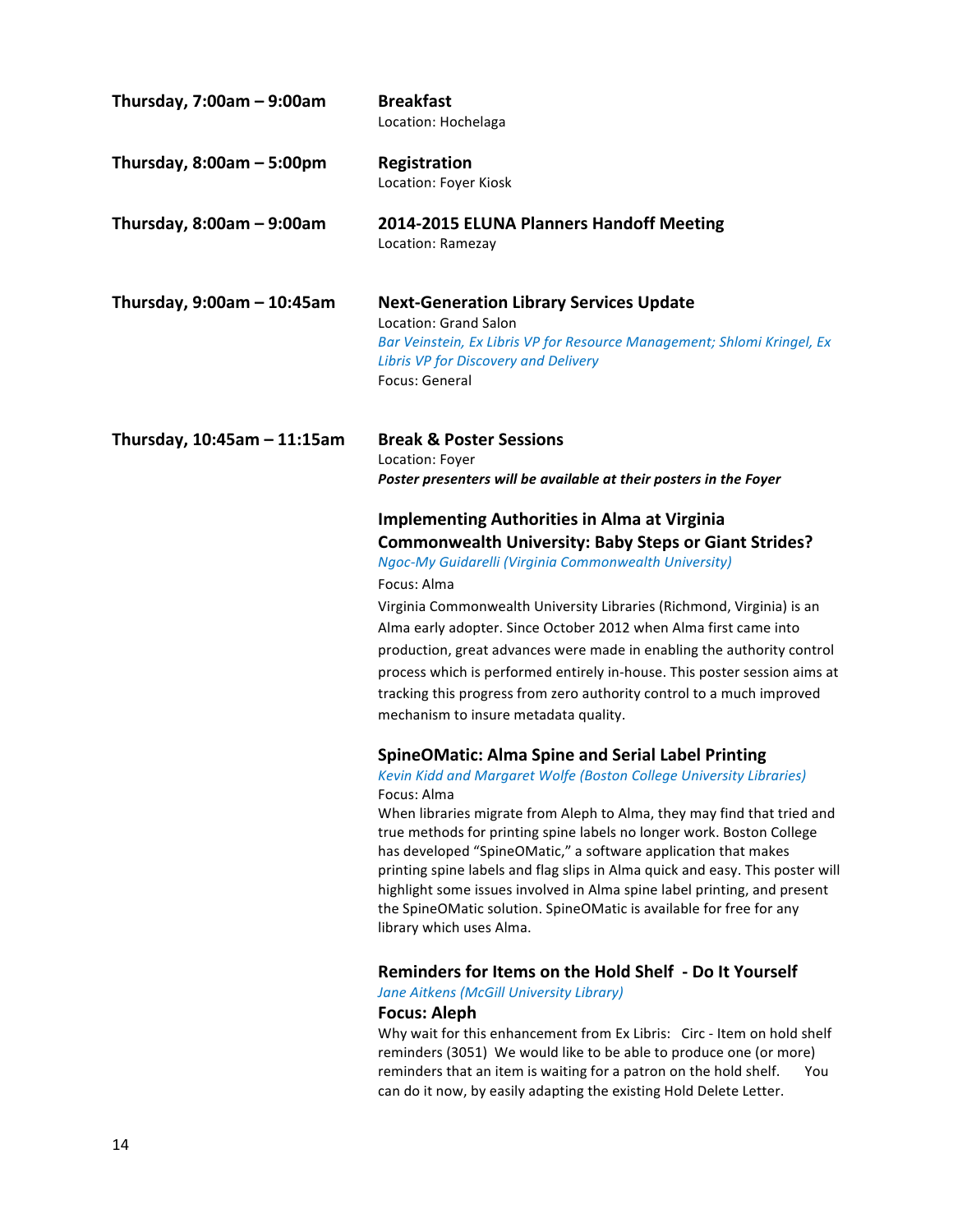**Thursday, 7:00am – 9:00am**

**Breakfast**
Location: Hochelaga

**Thursday, 8:00am – 5:00pm**

**Registration**
Location: Foyer Kiosk

**Thursday, 8:00am – 9:00am**

**2014-2015 ELUNA Planners Handoff Meeting**
Location: Ramezay

**Thursday, 9:00am – 10:45am**

**Next-Generation Library Services Update**
Location: Grand Salon
*Bar Veinstein, Ex Libris VP for Resource Management; Shlomi Kringel, Ex Libris VP for Discovery and Delivery*
Focus: General

**Thursday, 10:45am – 11:15am**

**Break & Poster Sessions**
Location: Foyer
***Poster presenters will be available at their posters in the Foyer***

### Implementing Authorities in Alma at Virginia Commonwealth University: Baby Steps or Giant Strides?

*Ngoc-My Guidarelli (Virginia Commonwealth University)*

Focus: Alma

Virginia Commonwealth University Libraries (Richmond, Virginia) is an Alma early adopter. Since October 2012 when Alma first came into production, great advances were made in enabling the authority control process which is performed entirely in-house. This poster session aims at tracking this progress from zero authority control to a much improved mechanism to insure metadata quality.

### SpineOMatic: Alma Spine and Serial Label Printing

*Kevin Kidd and Margaret Wolfe (Boston College University Libraries)*

Focus: Alma

When libraries migrate from Aleph to Alma, they may find that tried and true methods for printing spine labels no longer work. Boston College has developed "SpineOMatic," a software application that makes printing spine labels and flag slips in Alma quick and easy. This poster will highlight some issues involved in Alma spine label printing, and present the SpineOMatic solution. SpineOMatic is available for free for any library which uses Alma.

### Reminders for Items on the Hold Shelf - Do It Yourself

*Jane Aitkens (McGill University Library)*

**Focus: Aleph**

Why wait for this enhancement from Ex Libris: Circ - Item on hold shelf reminders (3051) We would like to be able to produce one (or more) reminders that an item is waiting for a patron on the hold shelf. You can do it now, by easily adapting the existing Hold Delete Letter.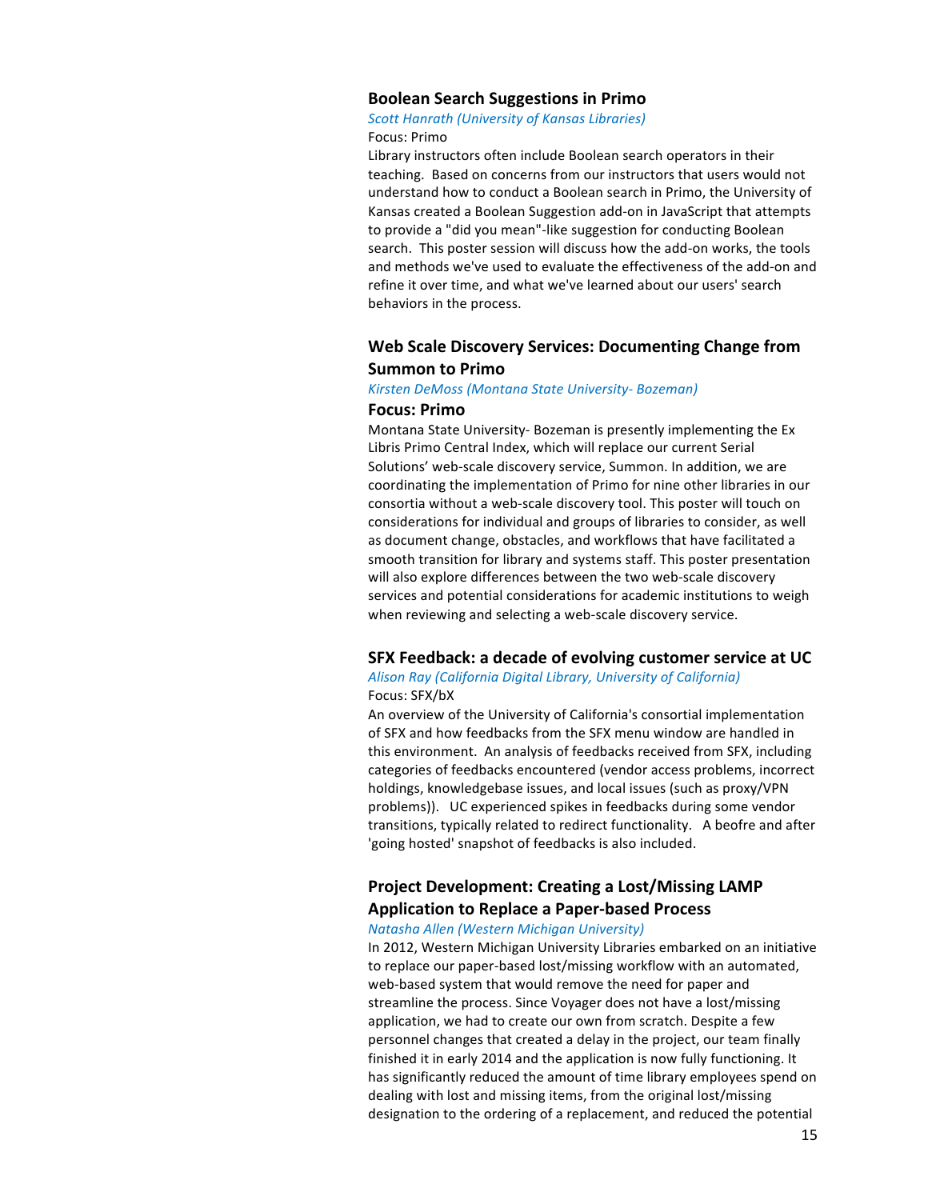### Boolean Search Suggestions in Primo

*Scott Hanrath (University of Kansas Libraries)*

Focus: Primo

Library instructors often include Boolean search operators in their teaching. Based on concerns from our instructors that users would not understand how to conduct a Boolean search in Primo, the University of Kansas created a Boolean Suggestion add-on in JavaScript that attempts to provide a "did you mean"-like suggestion for conducting Boolean search. This poster session will discuss how the add-on works, the tools and methods we've used to evaluate the effectiveness of the add-on and refine it over time, and what we've learned about our users' search behaviors in the process.

### Web Scale Discovery Services: Documenting Change from Summon to Primo

*Kirsten DeMoss (Montana State University- Bozeman)*

**Focus: Primo**

Montana State University- Bozeman is presently implementing the Ex Libris Primo Central Index, which will replace our current Serial Solutions' web-scale discovery service, Summon. In addition, we are coordinating the implementation of Primo for nine other libraries in our consortia without a web-scale discovery tool. This poster will touch on considerations for individual and groups of libraries to consider, as well as document change, obstacles, and workflows that have facilitated a smooth transition for library and systems staff. This poster presentation will also explore differences between the two web-scale discovery services and potential considerations for academic institutions to weigh when reviewing and selecting a web-scale discovery service.

### SFX Feedback: a decade of evolving customer service at UC

*Alison Ray (California Digital Library, University of California)*

Focus: SFX/bX

An overview of the University of California's consortial implementation of SFX and how feedbacks from the SFX menu window are handled in this environment. An analysis of feedbacks received from SFX, including categories of feedbacks encountered (vendor access problems, incorrect holdings, knowledgebase issues, and local issues (such as proxy/VPN problems)). UC experienced spikes in feedbacks during some vendor transitions, typically related to redirect functionality. A beofre and after 'going hosted' snapshot of feedbacks is also included.

### Project Development: Creating a Lost/Missing LAMP Application to Replace a Paper-based Process

*Natasha Allen (Western Michigan University)*

In 2012, Western Michigan University Libraries embarked on an initiative to replace our paper-based lost/missing workflow with an automated, web-based system that would remove the need for paper and streamline the process. Since Voyager does not have a lost/missing application, we had to create our own from scratch. Despite a few personnel changes that created a delay in the project, our team finally finished it in early 2014 and the application is now fully functioning. It has significantly reduced the amount of time library employees spend on dealing with lost and missing items, from the original lost/missing designation to the ordering of a replacement, and reduced the potential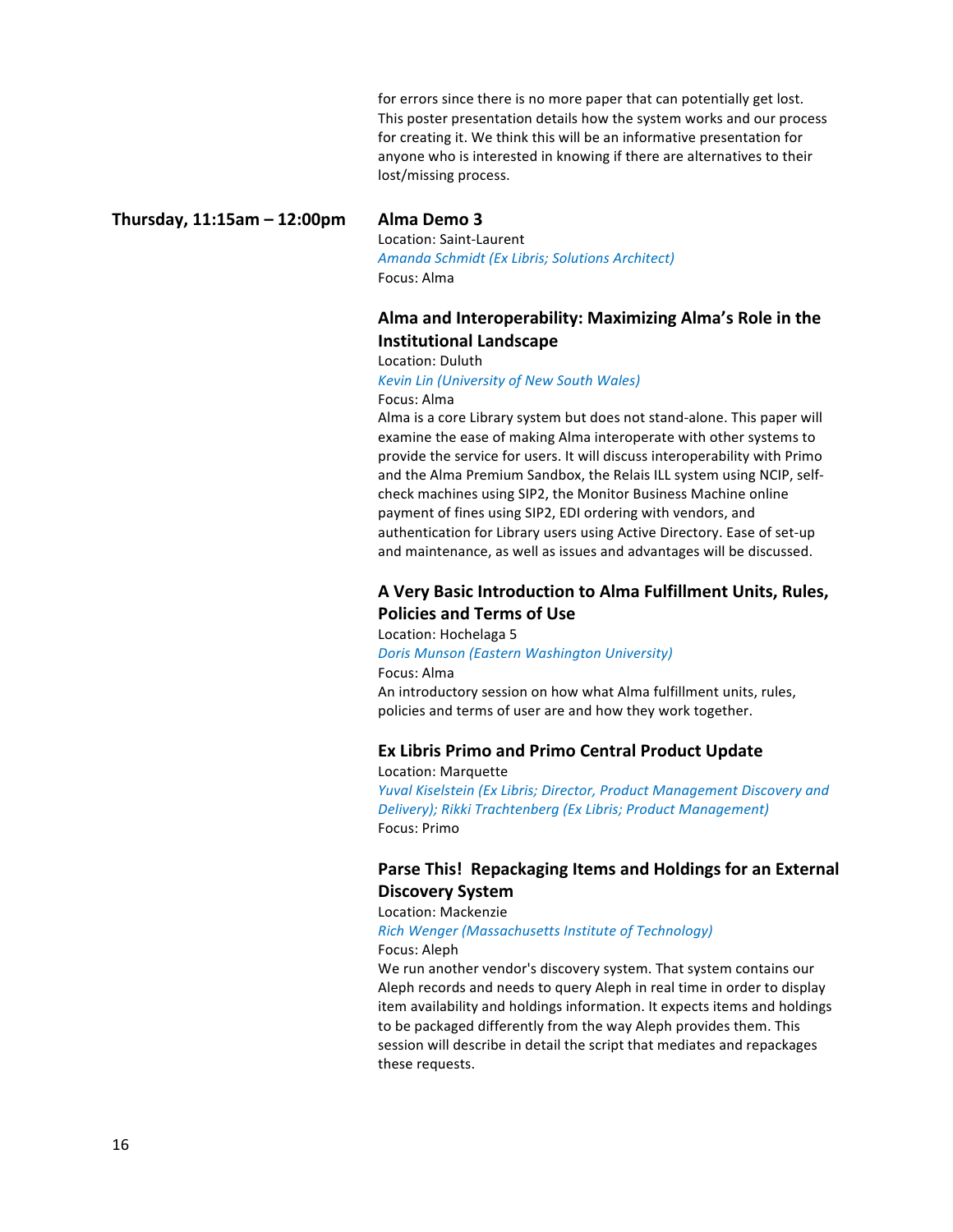for errors since there is no more paper that can potentially get lost. This poster presentation details how the system works and our process for creating it. We think this will be an informative presentation for anyone who is interested in knowing if there are alternatives to their lost/missing process.

**Thursday, 11:15am – 12:00pm**

### Alma Demo 3

Location: Saint-Laurent
*Amanda Schmidt (Ex Libris; Solutions Architect)*
Focus: Alma

### Alma and Interoperability: Maximizing Alma's Role in the Institutional Landscape

Location: Duluth
*Kevin Lin (University of New South Wales)*
Focus: Alma
Alma is a core Library system but does not stand-alone. This paper will examine the ease of making Alma interoperate with other systems to provide the service for users. It will discuss interoperability with Primo and the Alma Premium Sandbox, the Relais ILL system using NCIP, self-check machines using SIP2, the Monitor Business Machine online payment of fines using SIP2, EDI ordering with vendors, and authentication for Library users using Active Directory. Ease of set-up and maintenance, as well as issues and advantages will be discussed.

### A Very Basic Introduction to Alma Fulfillment Units, Rules, Policies and Terms of Use

Location: Hochelaga 5
*Doris Munson (Eastern Washington University)*
Focus: Alma
An introductory session on how what Alma fulfillment units, rules, policies and terms of user are and how they work together.

### Ex Libris Primo and Primo Central Product Update

Location: Marquette
*Yuval Kiselstein (Ex Libris; Director, Product Management Discovery and Delivery); Rikki Trachtenberg (Ex Libris; Product Management)*
Focus: Primo

### Parse This! Repackaging Items and Holdings for an External Discovery System

Location: Mackenzie
*Rich Wenger (Massachusetts Institute of Technology)*
Focus: Aleph
We run another vendor's discovery system. That system contains our Aleph records and needs to query Aleph in real time in order to display item availability and holdings information. It expects items and holdings to be packaged differently from the way Aleph provides them. This session will describe in detail the script that mediates and repackages these requests.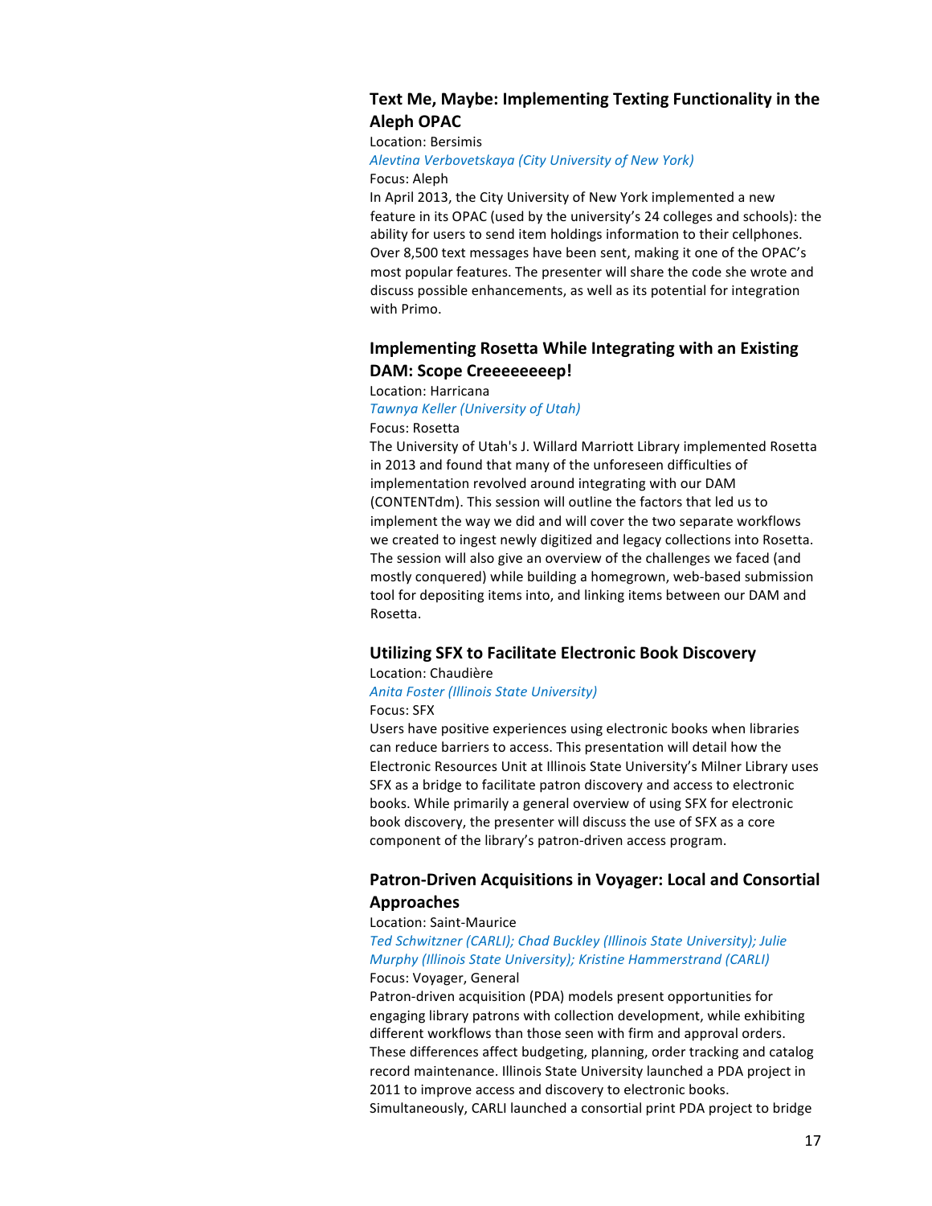### Text Me, Maybe: Implementing Texting Functionality in the Aleph OPAC

Location: Bersimis

*Alevtina Verbovetskaya (City University of New York)*

Focus: Aleph

In April 2013, the City University of New York implemented a new feature in its OPAC (used by the university's 24 colleges and schools): the ability for users to send item holdings information to their cellphones. Over 8,500 text messages have been sent, making it one of the OPAC's most popular features. The presenter will share the code she wrote and discuss possible enhancements, as well as its potential for integration with Primo.

### Implementing Rosetta While Integrating with an Existing DAM: Scope Creeeeeeeep!

Location: Harricana

*Tawnya Keller (University of Utah)*

Focus: Rosetta

The University of Utah's J. Willard Marriott Library implemented Rosetta in 2013 and found that many of the unforeseen difficulties of implementation revolved around integrating with our DAM (CONTENTdm). This session will outline the factors that led us to implement the way we did and will cover the two separate workflows we created to ingest newly digitized and legacy collections into Rosetta. The session will also give an overview of the challenges we faced (and mostly conquered) while building a homegrown, web-based submission tool for depositing items into, and linking items between our DAM and Rosetta.

### Utilizing SFX to Facilitate Electronic Book Discovery

Location: Chaudière

*Anita Foster (Illinois State University)*

Focus: SFX

Users have positive experiences using electronic books when libraries can reduce barriers to access. This presentation will detail how the Electronic Resources Unit at Illinois State University's Milner Library uses SFX as a bridge to facilitate patron discovery and access to electronic books. While primarily a general overview of using SFX for electronic book discovery, the presenter will discuss the use of SFX as a core component of the library's patron-driven access program.

### Patron-Driven Acquisitions in Voyager: Local and Consortial Approaches

Location: Saint-Maurice

*Ted Schwitzner (CARLI); Chad Buckley (Illinois State University); Julie Murphy (Illinois State University); Kristine Hammerstrand (CARLI)*

Focus: Voyager, General

Patron-driven acquisition (PDA) models present opportunities for engaging library patrons with collection development, while exhibiting different workflows than those seen with firm and approval orders. These differences affect budgeting, planning, order tracking and catalog record maintenance. Illinois State University launched a PDA project in 2011 to improve access and discovery to electronic books. Simultaneously, CARLI launched a consortial print PDA project to bridge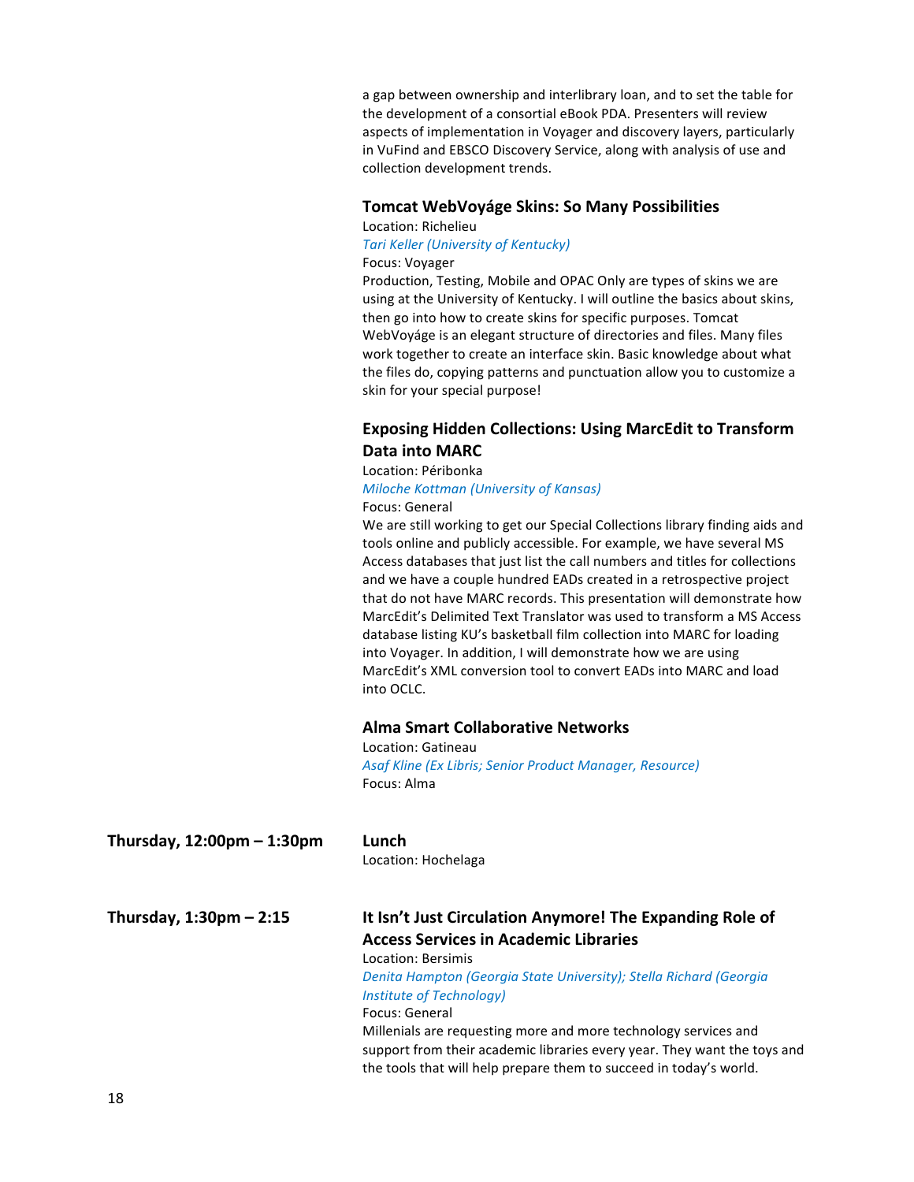a gap between ownership and interlibrary loan, and to set the table for the development of a consortial eBook PDA. Presenters will review aspects of implementation in Voyager and discovery layers, particularly in VuFind and EBSCO Discovery Service, along with analysis of use and collection development trends.

### Tomcat WebVoyáge Skins: So Many Possibilities

Location: Richelieu

*Tari Keller (University of Kentucky)*

Focus: Voyager

Production, Testing, Mobile and OPAC Only are types of skins we are using at the University of Kentucky. I will outline the basics about skins, then go into how to create skins for specific purposes. Tomcat WebVoyáge is an elegant structure of directories and files. Many files work together to create an interface skin. Basic knowledge about what the files do, copying patterns and punctuation allow you to customize a skin for your special purpose!

### Exposing Hidden Collections: Using MarcEdit to Transform Data into MARC

Location: Péribonka

*Miloche Kottman (University of Kansas)*

Focus: General

We are still working to get our Special Collections library finding aids and tools online and publicly accessible. For example, we have several MS Access databases that just list the call numbers and titles for collections and we have a couple hundred EADs created in a retrospective project that do not have MARC records. This presentation will demonstrate how MarcEdit's Delimited Text Translator was used to transform a MS Access database listing KU's basketball film collection into MARC for loading into Voyager. In addition, I will demonstrate how we are using MarcEdit's XML conversion tool to convert EADs into MARC and load into OCLC.

### Alma Smart Collaborative Networks

Location: Gatineau

*Asaf Kline (Ex Libris; Senior Product Manager, Resource)*

Focus: Alma

## Thursday, 12:00pm – 1:30pm

### Lunch

Location: Hochelaga

## Thursday, 1:30pm – 2:15

### It Isn't Just Circulation Anymore! The Expanding Role of Access Services in Academic Libraries

Location: Bersimis

*Denita Hampton (Georgia State University); Stella Richard (Georgia Institute of Technology)*

Focus: General

Millenials are requesting more and more technology services and support from their academic libraries every year. They want the toys and the tools that will help prepare them to succeed in today's world.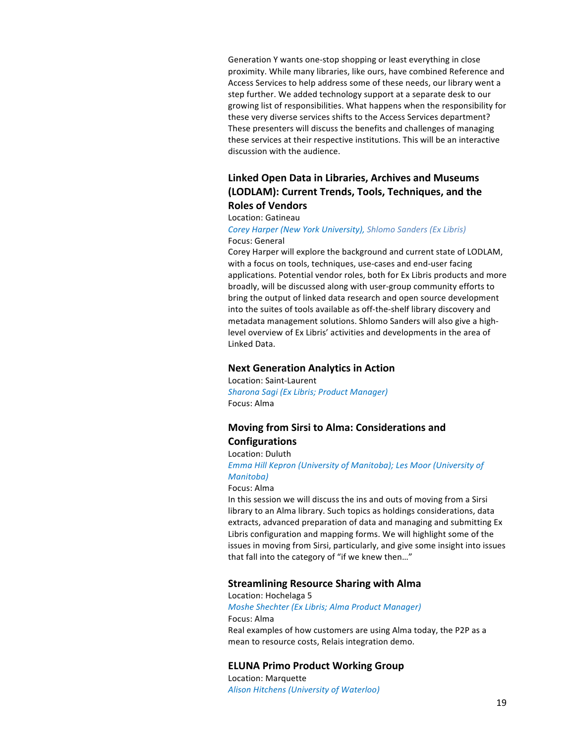Generation Y wants one-stop shopping or least everything in close proximity. While many libraries, like ours, have combined Reference and Access Services to help address some of these needs, our library went a step further. We added technology support at a separate desk to our growing list of responsibilities. What happens when the responsibility for these very diverse services shifts to the Access Services department? These presenters will discuss the benefits and challenges of managing these services at their respective institutions. This will be an interactive discussion with the audience.

### Linked Open Data in Libraries, Archives and Museums (LODLAM): Current Trends, Tools, Techniques, and the Roles of Vendors

Location: Gatineau

*Corey Harper (New York University), Shlomo Sanders (Ex Libris)*

Focus: General

Corey Harper will explore the background and current state of LODLAM, with a focus on tools, techniques, use-cases and end-user facing applications. Potential vendor roles, both for Ex Libris products and more broadly, will be discussed along with user-group community efforts to bring the output of linked data research and open source development into the suites of tools available as off-the-shelf library discovery and metadata management solutions. Shlomo Sanders will also give a high-level overview of Ex Libris' activities and developments in the area of Linked Data.

### Next Generation Analytics in Action

Location: Saint-Laurent

*Sharona Sagi (Ex Libris; Product Manager)*

Focus: Alma

### Moving from Sirsi to Alma: Considerations and Configurations

Location: Duluth

*Emma Hill Kepron (University of Manitoba); Les Moor (University of Manitoba)*

Focus: Alma

In this session we will discuss the ins and outs of moving from a Sirsi library to an Alma library. Such topics as holdings considerations, data extracts, advanced preparation of data and managing and submitting Ex Libris configuration and mapping forms. We will highlight some of the issues in moving from Sirsi, particularly, and give some insight into issues that fall into the category of "if we knew then…"

### Streamlining Resource Sharing with Alma

Location: Hochelaga 5

*Moshe Shechter (Ex Libris; Alma Product Manager)*

Focus: Alma

Real examples of how customers are using Alma today, the P2P as a mean to resource costs, Relais integration demo.

### ELUNA Primo Product Working Group

Location: Marquette

*Alison Hitchens (University of Waterloo)*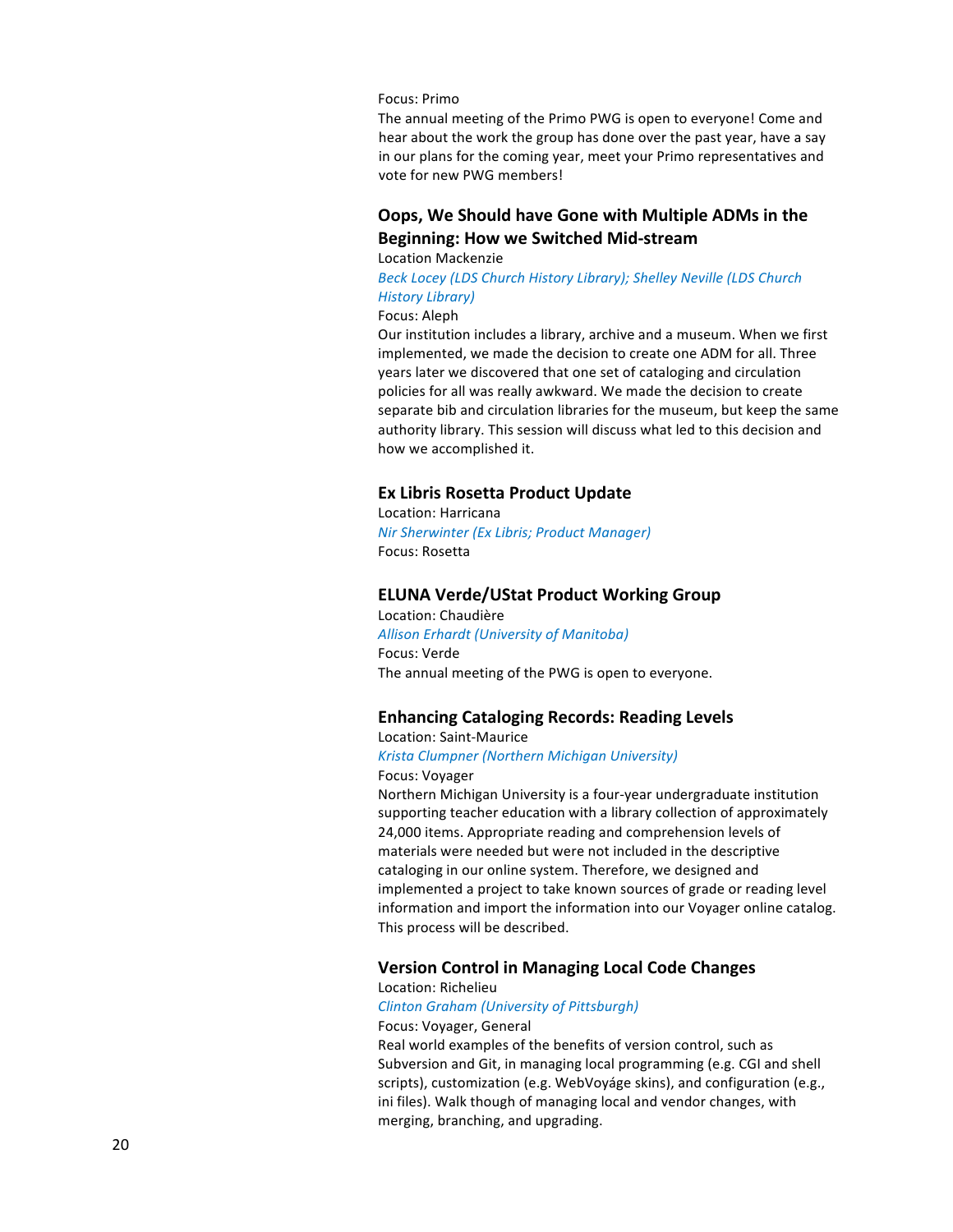Focus: Primo

The annual meeting of the Primo PWG is open to everyone! Come and hear about the work the group has done over the past year, have a say in our plans for the coming year, meet your Primo representatives and vote for new PWG members!

### Oops, We Should have Gone with Multiple ADMs in the Beginning: How we Switched Mid-stream

Location Mackenzie

*Beck Locey (LDS Church History Library); Shelley Neville (LDS Church History Library)*

Focus: Aleph

Our institution includes a library, archive and a museum. When we first implemented, we made the decision to create one ADM for all. Three years later we discovered that one set of cataloging and circulation policies for all was really awkward. We made the decision to create separate bib and circulation libraries for the museum, but keep the same authority library. This session will discuss what led to this decision and how we accomplished it.

### Ex Libris Rosetta Product Update

Location: Harricana

*Nir Sherwinter (Ex Libris; Product Manager)*

Focus: Rosetta

### ELUNA Verde/UStat Product Working Group

Location: Chaudière

*Allison Erhardt (University of Manitoba)*

Focus: Verde

The annual meeting of the PWG is open to everyone.

### Enhancing Cataloging Records: Reading Levels

Location: Saint-Maurice

*Krista Clumpner (Northern Michigan University)*

Focus: Voyager

Northern Michigan University is a four-year undergraduate institution supporting teacher education with a library collection of approximately 24,000 items. Appropriate reading and comprehension levels of materials were needed but were not included in the descriptive cataloging in our online system. Therefore, we designed and implemented a project to take known sources of grade or reading level information and import the information into our Voyager online catalog. This process will be described.

### Version Control in Managing Local Code Changes

Location: Richelieu

*Clinton Graham (University of Pittsburgh)*

Focus: Voyager, General

Real world examples of the benefits of version control, such as Subversion and Git, in managing local programming (e.g. CGI and shell scripts), customization (e.g. WebVoyáge skins), and configuration (e.g., ini files). Walk though of managing local and vendor changes, with merging, branching, and upgrading.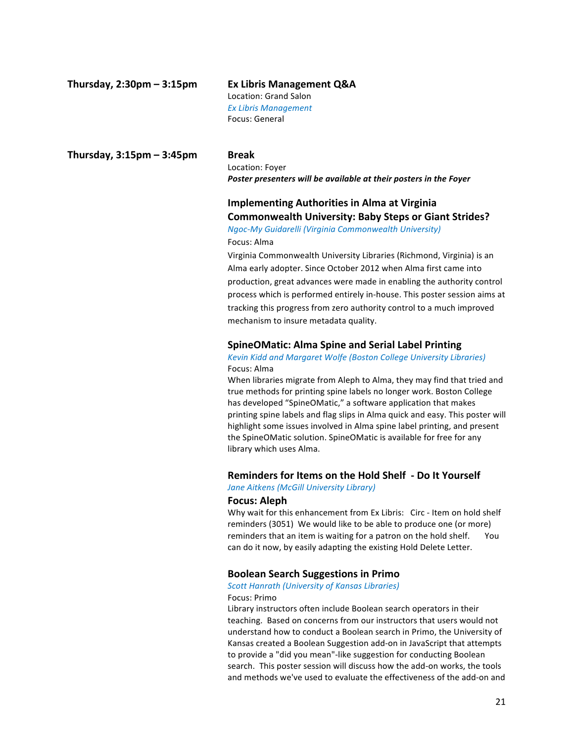**Thursday, 2:30pm – 3:15pm**

### Ex Libris Management Q&A

Location: Grand Salon
*Ex Libris Management*
Focus: General

**Thursday, 3:15pm – 3:45pm**

### Break

Location: Foyer
***Poster presenters will be available at their posters in the Foyer***

### Implementing Authorities in Alma at Virginia Commonwealth University: Baby Steps or Giant Strides?

*Ngoc-My Guidarelli (Virginia Commonwealth University)*
Focus: Alma

Virginia Commonwealth University Libraries (Richmond, Virginia) is an Alma early adopter. Since October 2012 when Alma first came into production, great advances were made in enabling the authority control process which is performed entirely in-house. This poster session aims at tracking this progress from zero authority control to a much improved mechanism to insure metadata quality.

### SpineOMatic: Alma Spine and Serial Label Printing

*Kevin Kidd and Margaret Wolfe (Boston College University Libraries)*
Focus: Alma

When libraries migrate from Aleph to Alma, they may find that tried and true methods for printing spine labels no longer work. Boston College has developed "SpineOMatic," a software application that makes printing spine labels and flag slips in Alma quick and easy. This poster will highlight some issues involved in Alma spine label printing, and present the SpineOMatic solution. SpineOMatic is available for free for any library which uses Alma.

### Reminders for Items on the Hold Shelf - Do It Yourself

*Jane Aitkens (McGill University Library)*
**Focus: Aleph**

Why wait for this enhancement from Ex Libris: Circ - Item on hold shelf reminders (3051) We would like to be able to produce one (or more) reminders that an item is waiting for a patron on the hold shelf. You can do it now, by easily adapting the existing Hold Delete Letter.

### Boolean Search Suggestions in Primo

*Scott Hanrath (University of Kansas Libraries)*
Focus: Primo

Library instructors often include Boolean search operators in their teaching. Based on concerns from our instructors that users would not understand how to conduct a Boolean search in Primo, the University of Kansas created a Boolean Suggestion add-on in JavaScript that attempts to provide a "did you mean"-like suggestion for conducting Boolean search. This poster session will discuss how the add-on works, the tools and methods we've used to evaluate the effectiveness of the add-on and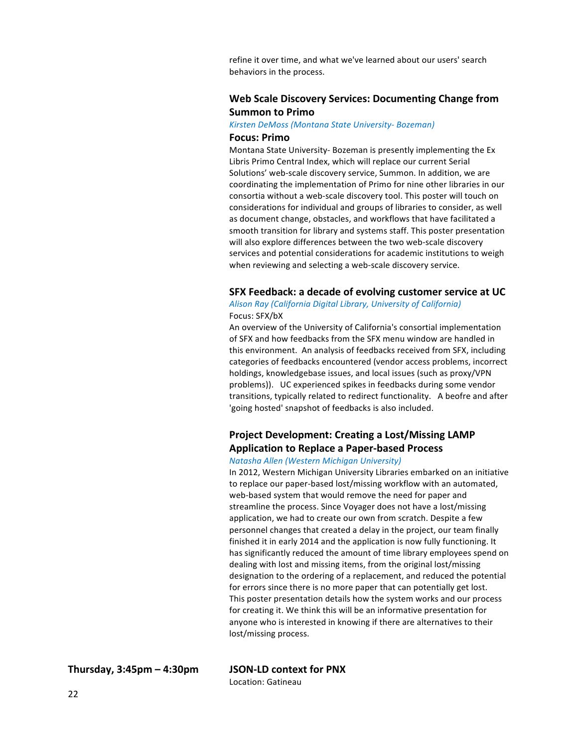refine it over time, and what we've learned about our users' search behaviors in the process.

### Web Scale Discovery Services: Documenting Change from Summon to Primo

*Kirsten DeMoss (Montana State University- Bozeman)*

**Focus: Primo**

Montana State University- Bozeman is presently implementing the Ex Libris Primo Central Index, which will replace our current Serial Solutions' web-scale discovery service, Summon. In addition, we are coordinating the implementation of Primo for nine other libraries in our consortia without a web-scale discovery tool. This poster will touch on considerations for individual and groups of libraries to consider, as well as document change, obstacles, and workflows that have facilitated a smooth transition for library and systems staff. This poster presentation will also explore differences between the two web-scale discovery services and potential considerations for academic institutions to weigh when reviewing and selecting a web-scale discovery service.

### SFX Feedback: a decade of evolving customer service at UC

*Alison Ray (California Digital Library, University of California)*

Focus: SFX/bX

An overview of the University of California's consortial implementation of SFX and how feedbacks from the SFX menu window are handled in this environment. An analysis of feedbacks received from SFX, including categories of feedbacks encountered (vendor access problems, incorrect holdings, knowledgebase issues, and local issues (such as proxy/VPN problems)). UC experienced spikes in feedbacks during some vendor transitions, typically related to redirect functionality. A beofre and after 'going hosted' snapshot of feedbacks is also included.

### Project Development: Creating a Lost/Missing LAMP Application to Replace a Paper-based Process

*Natasha Allen (Western Michigan University)*

In 2012, Western Michigan University Libraries embarked on an initiative to replace our paper-based lost/missing workflow with an automated, web-based system that would remove the need for paper and streamline the process. Since Voyager does not have a lost/missing application, we had to create our own from scratch. Despite a few personnel changes that created a delay in the project, our team finally finished it in early 2014 and the application is now fully functioning. It has significantly reduced the amount of time library employees spend on dealing with lost and missing items, from the original lost/missing designation to the ordering of a replacement, and reduced the potential for errors since there is no more paper that can potentially get lost. This poster presentation details how the system works and our process for creating it. We think this will be an informative presentation for anyone who is interested in knowing if there are alternatives to their lost/missing process.

**Thursday, 3:45pm – 4:30pm**

### JSON-LD context for PNX

Location: Gatineau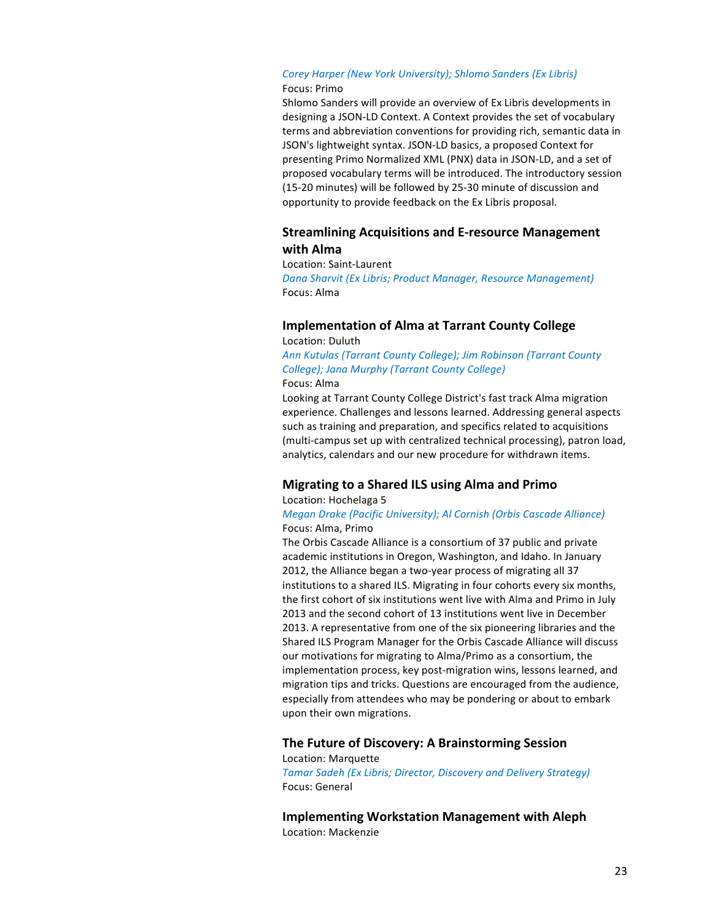*Corey Harper (New York University); Shlomo Sanders (Ex Libris)*
Focus: Primo
Shlomo Sanders will provide an overview of Ex Libris developments in designing a JSON-LD Context. A Context provides the set of vocabulary terms and abbreviation conventions for providing rich, semantic data in JSON's lightweight syntax. JSON-LD basics, a proposed Context for presenting Primo Normalized XML (PNX) data in JSON-LD, and a set of proposed vocabulary terms will be introduced. The introductory session (15-20 minutes) will be followed by 25-30 minute of discussion and opportunity to provide feedback on the Ex Libris proposal.

### Streamlining Acquisitions and E-resource Management with Alma

Location: Saint-Laurent
*Dana Sharvit (Ex Libris; Product Manager, Resource Management)*
Focus: Alma

### Implementation of Alma at Tarrant County College

Location: Duluth
*Ann Kutulas (Tarrant County College); Jim Robinson (Tarrant County College); Jana Murphy (Tarrant County College)*
Focus: Alma
Looking at Tarrant County College District's fast track Alma migration experience. Challenges and lessons learned. Addressing general aspects such as training and preparation, and specifics related to acquisitions (multi-campus set up with centralized technical processing), patron load, analytics, calendars and our new procedure for withdrawn items.

### Migrating to a Shared ILS using Alma and Primo

Location: Hochelaga 5
*Megan Drake (Pacific University); Al Cornish (Orbis Cascade Alliance)*
Focus: Alma, Primo
The Orbis Cascade Alliance is a consortium of 37 public and private academic institutions in Oregon, Washington, and Idaho. In January 2012, the Alliance began a two-year process of migrating all 37 institutions to a shared ILS. Migrating in four cohorts every six months, the first cohort of six institutions went live with Alma and Primo in July 2013 and the second cohort of 13 institutions went live in December 2013. A representative from one of the six pioneering libraries and the Shared ILS Program Manager for the Orbis Cascade Alliance will discuss our motivations for migrating to Alma/Primo as a consortium, the implementation process, key post-migration wins, lessons learned, and migration tips and tricks. Questions are encouraged from the audience, especially from attendees who may be pondering or about to embark upon their own migrations.

### The Future of Discovery: A Brainstorming Session

Location: Marquette
*Tamar Sadeh (Ex Libris; Director, Discovery and Delivery Strategy)*
Focus: General

### Implementing Workstation Management with Aleph

Location: Mackenzie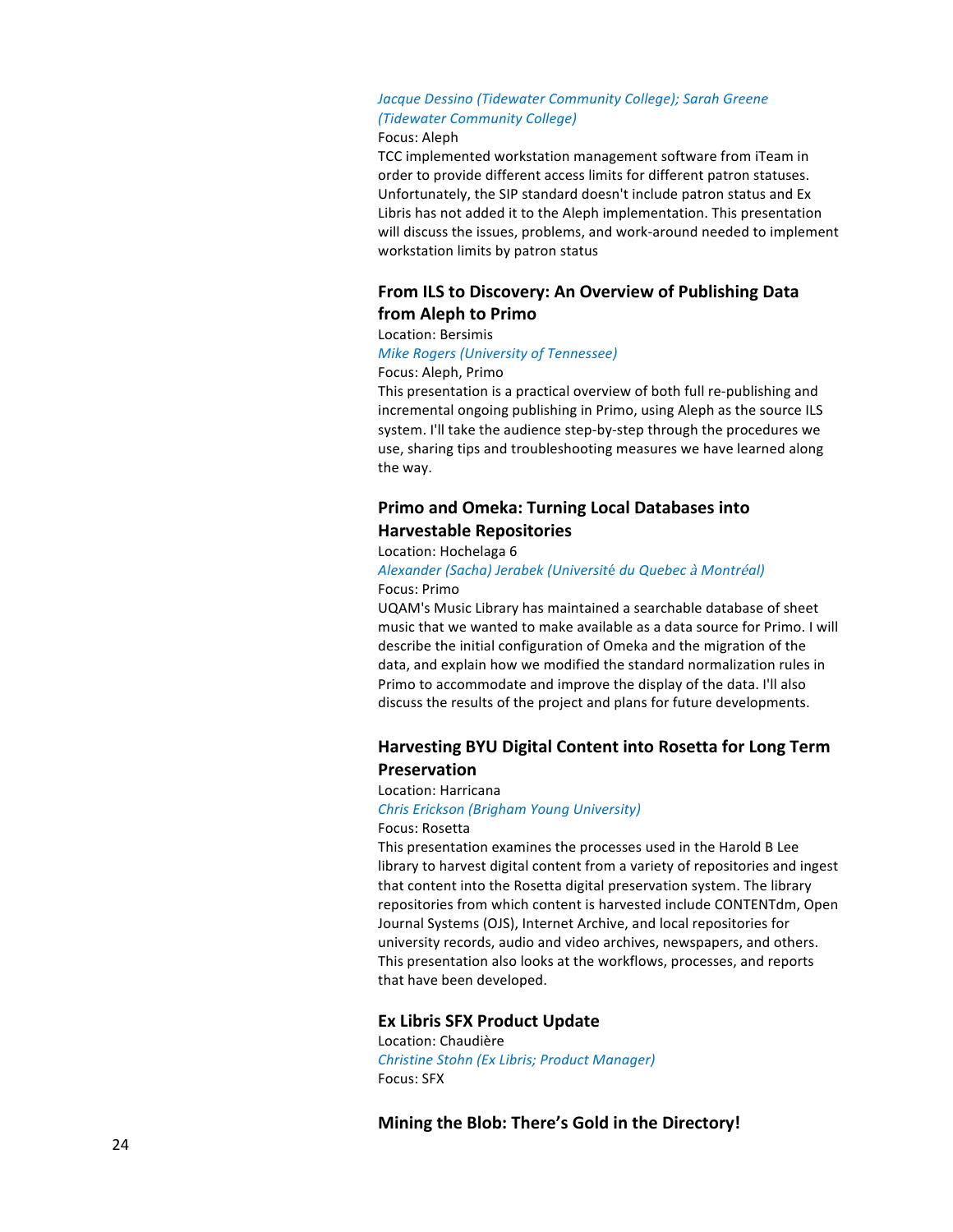*Jacque Dessino (Tidewater Community College); Sarah Greene (Tidewater Community College)*

Focus: Aleph

TCC implemented workstation management software from iTeam in order to provide different access limits for different patron statuses. Unfortunately, the SIP standard doesn't include patron status and Ex Libris has not added it to the Aleph implementation. This presentation will discuss the issues, problems, and work-around needed to implement workstation limits by patron status

### From ILS to Discovery: An Overview of Publishing Data from Aleph to Primo

Location: Bersimis

*Mike Rogers (University of Tennessee)*

Focus: Aleph, Primo

This presentation is a practical overview of both full re-publishing and incremental ongoing publishing in Primo, using Aleph as the source ILS system. I'll take the audience step-by-step through the procedures we use, sharing tips and troubleshooting measures we have learned along the way.

### Primo and Omeka: Turning Local Databases into Harvestable Repositories

Location: Hochelaga 6

*Alexander (Sacha) Jerabek (Université du Quebec à Montréal)*

Focus: Primo

UQAM's Music Library has maintained a searchable database of sheet music that we wanted to make available as a data source for Primo. I will describe the initial configuration of Omeka and the migration of the data, and explain how we modified the standard normalization rules in Primo to accommodate and improve the display of the data. I'll also discuss the results of the project and plans for future developments.

### Harvesting BYU Digital Content into Rosetta for Long Term Preservation

Location: Harricana

*Chris Erickson (Brigham Young University)*

Focus: Rosetta

This presentation examines the processes used in the Harold B Lee library to harvest digital content from a variety of repositories and ingest that content into the Rosetta digital preservation system. The library repositories from which content is harvested include CONTENTdm, Open Journal Systems (OJS), Internet Archive, and local repositories for university records, audio and video archives, newspapers, and others. This presentation also looks at the workflows, processes, and reports that have been developed.

### Ex Libris SFX Product Update

Location: Chaudière

*Christine Stohn (Ex Libris; Product Manager)*

Focus: SFX

### Mining the Blob: There's Gold in the Directory!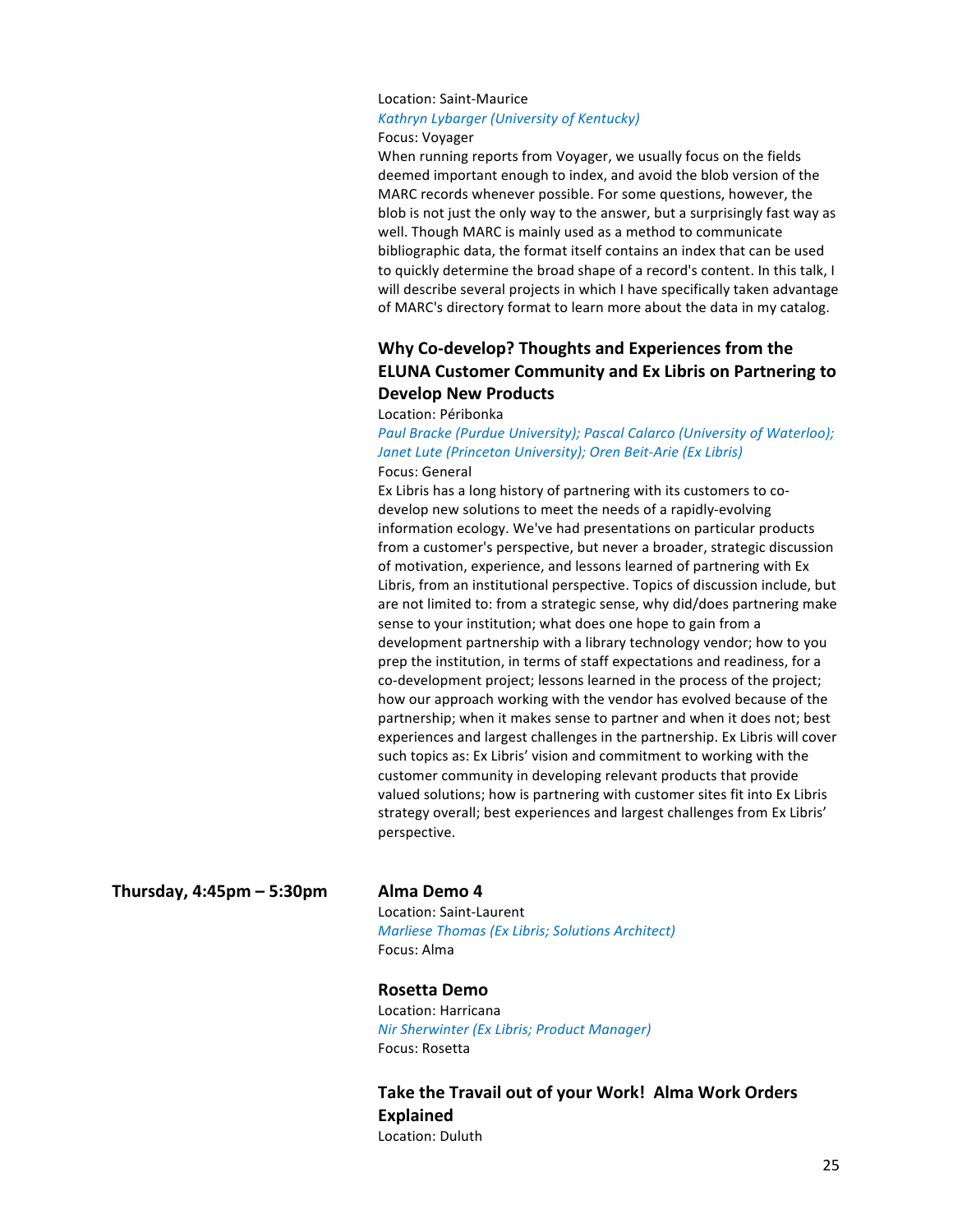Location: Saint-Maurice

*Kathryn Lybarger (University of Kentucky)*

Focus: Voyager

When running reports from Voyager, we usually focus on the fields deemed important enough to index, and avoid the blob version of the MARC records whenever possible. For some questions, however, the blob is not just the only way to the answer, but a surprisingly fast way as well. Though MARC is mainly used as a method to communicate bibliographic data, the format itself contains an index that can be used to quickly determine the broad shape of a record's content. In this talk, I will describe several projects in which I have specifically taken advantage of MARC's directory format to learn more about the data in my catalog.

### Why Co-develop? Thoughts and Experiences from the ELUNA Customer Community and Ex Libris on Partnering to Develop New Products

Location: Péribonka

*Paul Bracke (Purdue University); Pascal Calarco (University of Waterloo); Janet Lute (Princeton University); Oren Beit-Arie (Ex Libris)*

Focus: General

Ex Libris has a long history of partnering with its customers to co-develop new solutions to meet the needs of a rapidly-evolving information ecology. We've had presentations on particular products from a customer's perspective, but never a broader, strategic discussion of motivation, experience, and lessons learned of partnering with Ex Libris, from an institutional perspective. Topics of discussion include, but are not limited to: from a strategic sense, why did/does partnering make sense to your institution; what does one hope to gain from a development partnership with a library technology vendor; how to you prep the institution, in terms of staff expectations and readiness, for a co-development project; lessons learned in the process of the project; how our approach working with the vendor has evolved because of the partnership; when it makes sense to partner and when it does not; best experiences and largest challenges in the partnership. Ex Libris will cover such topics as: Ex Libris' vision and commitment to working with the customer community in developing relevant products that provide valued solutions; how is partnering with customer sites fit into Ex Libris strategy overall; best experiences and largest challenges from Ex Libris' perspective.

## Thursday, 4:45pm – 5:30pm

### Alma Demo 4

Location: Saint-Laurent

*Marliese Thomas (Ex Libris; Solutions Architect)*

Focus: Alma

### Rosetta Demo

Location: Harricana

*Nir Sherwinter (Ex Libris; Product Manager)*

Focus: Rosetta

### Take the Travail out of your Work! Alma Work Orders Explained

Location: Duluth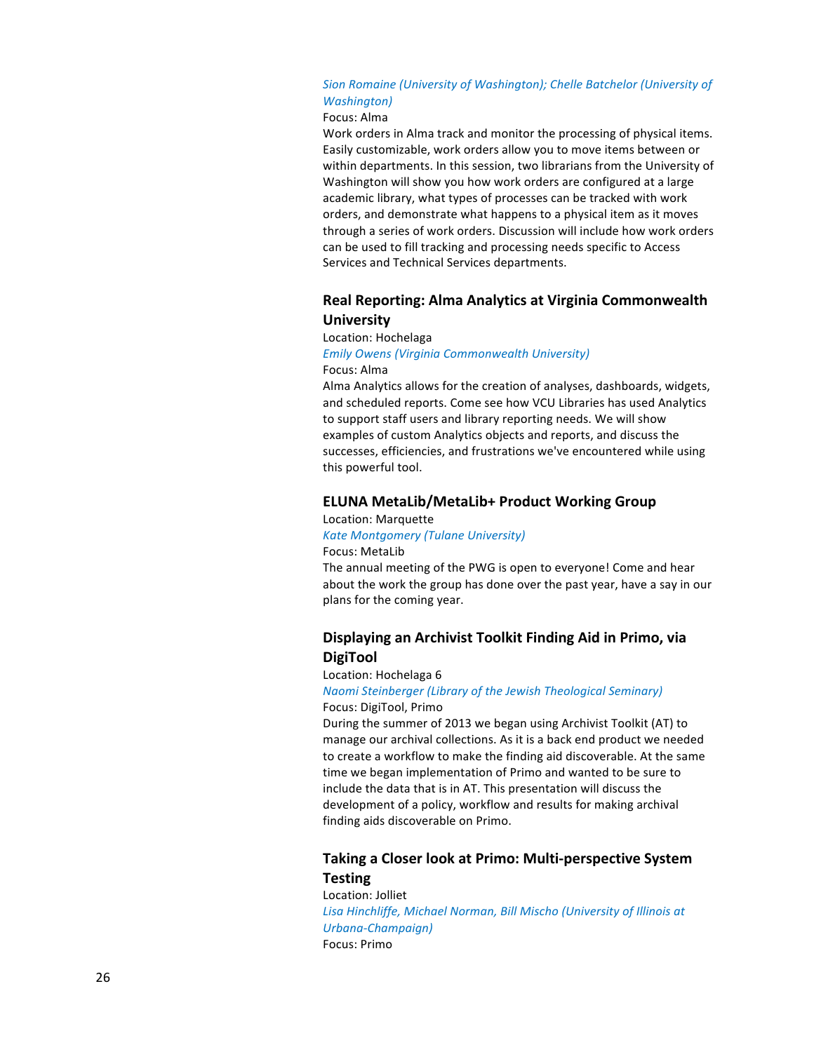*Sion Romaine (University of Washington); Chelle Batchelor (University of Washington)*

Focus: Alma

Work orders in Alma track and monitor the processing of physical items. Easily customizable, work orders allow you to move items between or within departments. In this session, two librarians from the University of Washington will show you how work orders are configured at a large academic library, what types of processes can be tracked with work orders, and demonstrate what happens to a physical item as it moves through a series of work orders. Discussion will include how work orders can be used to fill tracking and processing needs specific to Access Services and Technical Services departments.

### Real Reporting: Alma Analytics at Virginia Commonwealth University

Location: Hochelaga

*Emily Owens (Virginia Commonwealth University)*

Focus: Alma

Alma Analytics allows for the creation of analyses, dashboards, widgets, and scheduled reports. Come see how VCU Libraries has used Analytics to support staff users and library reporting needs. We will show examples of custom Analytics objects and reports, and discuss the successes, efficiencies, and frustrations we've encountered while using this powerful tool.

### ELUNA MetaLib/MetaLib+ Product Working Group

Location: Marquette

*Kate Montgomery (Tulane University)*

Focus: MetaLib

The annual meeting of the PWG is open to everyone! Come and hear about the work the group has done over the past year, have a say in our plans for the coming year.

### Displaying an Archivist Toolkit Finding Aid in Primo, via DigiTool

Location: Hochelaga 6

*Naomi Steinberger (Library of the Jewish Theological Seminary)*

Focus: DigiTool, Primo

During the summer of 2013 we began using Archivist Toolkit (AT) to manage our archival collections. As it is a back end product we needed to create a workflow to make the finding aid discoverable. At the same time we began implementation of Primo and wanted to be sure to include the data that is in AT. This presentation will discuss the development of a policy, workflow and results for making archival finding aids discoverable on Primo.

### Taking a Closer look at Primo: Multi-perspective System Testing

Location: Jolliet

*Lisa Hinchliffe, Michael Norman, Bill Mischo (University of Illinois at Urbana-Champaign)*

Focus: Primo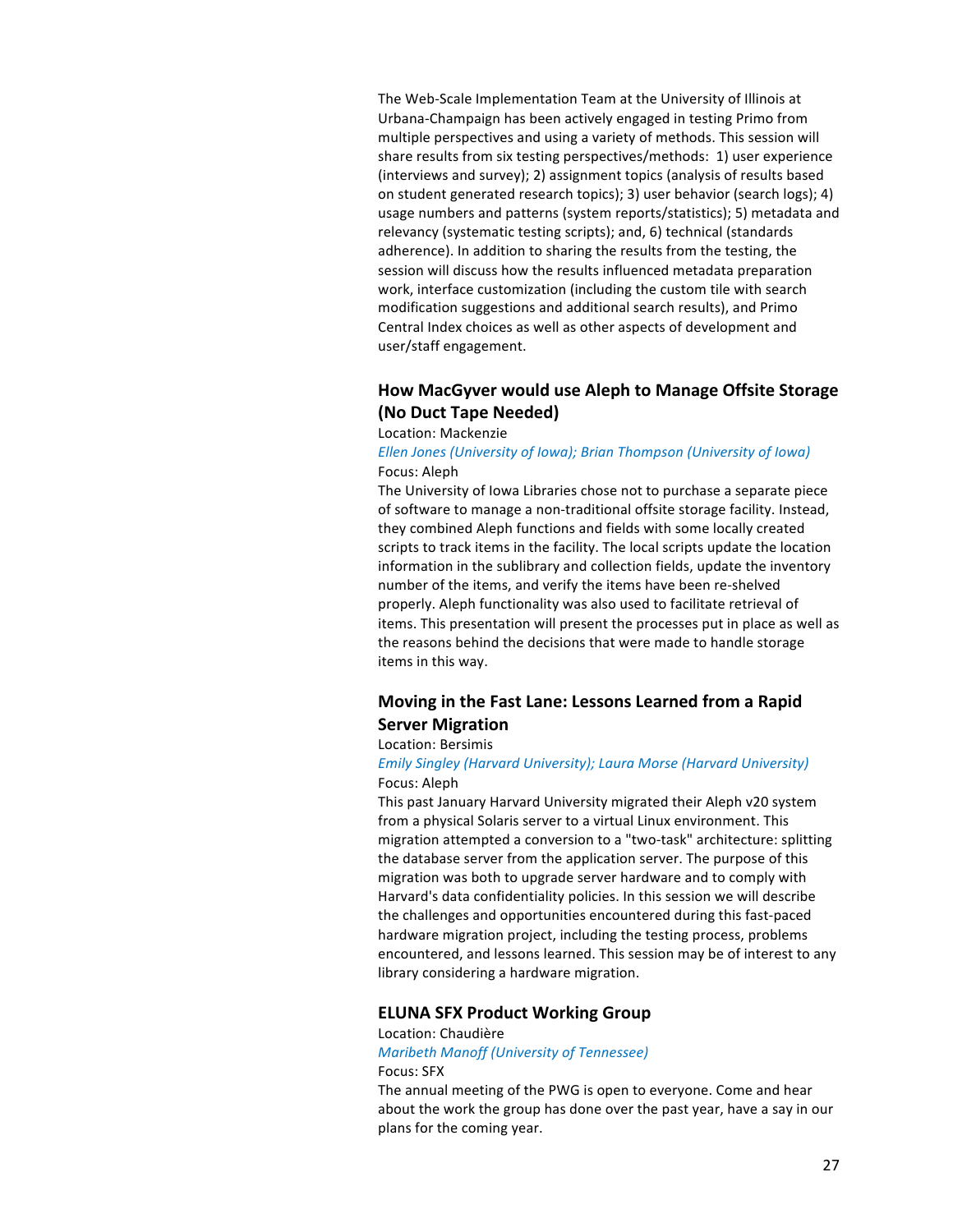The Web-Scale Implementation Team at the University of Illinois at Urbana-Champaign has been actively engaged in testing Primo from multiple perspectives and using a variety of methods. This session will share results from six testing perspectives/methods: 1) user experience (interviews and survey); 2) assignment topics (analysis of results based on student generated research topics); 3) user behavior (search logs); 4) usage numbers and patterns (system reports/statistics); 5) metadata and relevancy (systematic testing scripts); and, 6) technical (standards adherence). In addition to sharing the results from the testing, the session will discuss how the results influenced metadata preparation work, interface customization (including the custom tile with search modification suggestions and additional search results), and Primo Central Index choices as well as other aspects of development and user/staff engagement.

### How MacGyver would use Aleph to Manage Offsite Storage (No Duct Tape Needed)

Location: Mackenzie

*Ellen Jones (University of Iowa); Brian Thompson (University of Iowa)*

Focus: Aleph

The University of Iowa Libraries chose not to purchase a separate piece of software to manage a non-traditional offsite storage facility. Instead, they combined Aleph functions and fields with some locally created scripts to track items in the facility. The local scripts update the location information in the sublibrary and collection fields, update the inventory number of the items, and verify the items have been re-shelved properly. Aleph functionality was also used to facilitate retrieval of items. This presentation will present the processes put in place as well as the reasons behind the decisions that were made to handle storage items in this way.

### Moving in the Fast Lane: Lessons Learned from a Rapid Server Migration

Location: Bersimis

*Emily Singley (Harvard University); Laura Morse (Harvard University)*

Focus: Aleph

This past January Harvard University migrated their Aleph v20 system from a physical Solaris server to a virtual Linux environment. This migration attempted a conversion to a "two-task" architecture: splitting the database server from the application server. The purpose of this migration was both to upgrade server hardware and to comply with Harvard's data confidentiality policies. In this session we will describe the challenges and opportunities encountered during this fast-paced hardware migration project, including the testing process, problems encountered, and lessons learned. This session may be of interest to any library considering a hardware migration.

### ELUNA SFX Product Working Group

Location: Chaudière

*Maribeth Manoff (University of Tennessee)*

Focus: SFX

The annual meeting of the PWG is open to everyone. Come and hear about the work the group has done over the past year, have a say in our plans for the coming year.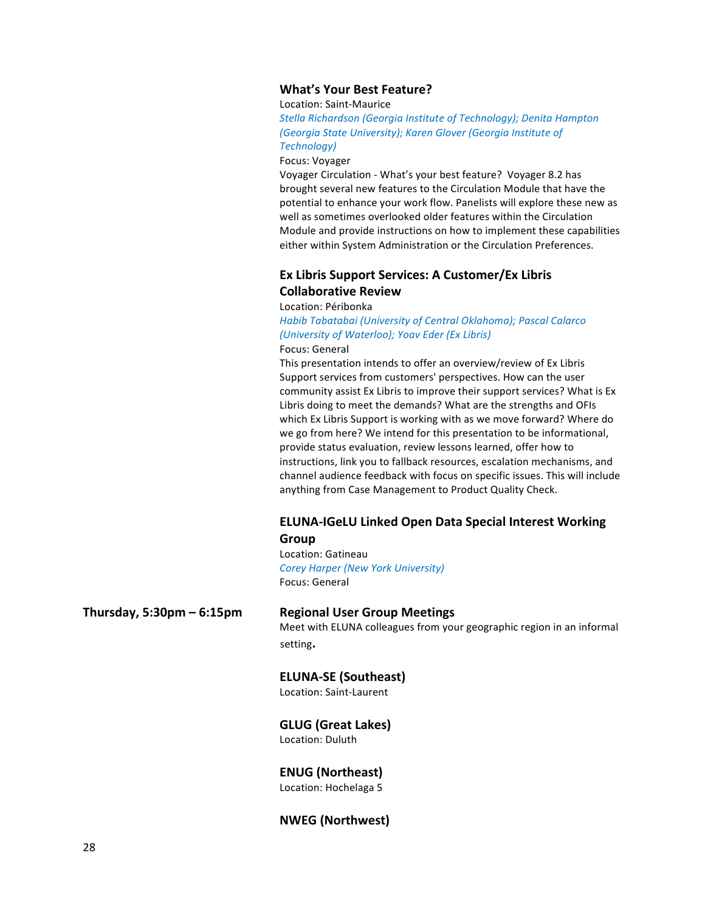### What's Your Best Feature?

Location: Saint-Maurice

*Stella Richardson (Georgia Institute of Technology); Denita Hampton (Georgia State University); Karen Glover (Georgia Institute of Technology)*

Focus: Voyager

Voyager Circulation - What's your best feature? Voyager 8.2 has brought several new features to the Circulation Module that have the potential to enhance your work flow. Panelists will explore these new as well as sometimes overlooked older features within the Circulation Module and provide instructions on how to implement these capabilities either within System Administration or the Circulation Preferences.

### Ex Libris Support Services: A Customer/Ex Libris Collaborative Review

Location: Péribonka

*Habib Tabatabai (University of Central Oklahoma); Pascal Calarco (University of Waterloo); Yoav Eder (Ex Libris)*

Focus: General

This presentation intends to offer an overview/review of Ex Libris Support services from customers' perspectives. How can the user community assist Ex Libris to improve their support services? What is Ex Libris doing to meet the demands? What are the strengths and OFIs which Ex Libris Support is working with as we move forward? Where do we go from here? We intend for this presentation to be informational, provide status evaluation, review lessons learned, offer how to instructions, link you to fallback resources, escalation mechanisms, and channel audience feedback with focus on specific issues. This will include anything from Case Management to Product Quality Check.

### ELUNA-IGeLU Linked Open Data Special Interest Working Group

Location: Gatineau

*Corey Harper (New York University)*

Focus: General

**Thursday, 5:30pm – 6:15pm**

### Regional User Group Meetings

Meet with ELUNA colleagues from your geographic region in an informal setting.

### ELUNA-SE (Southeast)

Location: Saint-Laurent

### GLUG (Great Lakes)

Location: Duluth

### ENUG (Northeast)

Location: Hochelaga 5

### NWEG (Northwest)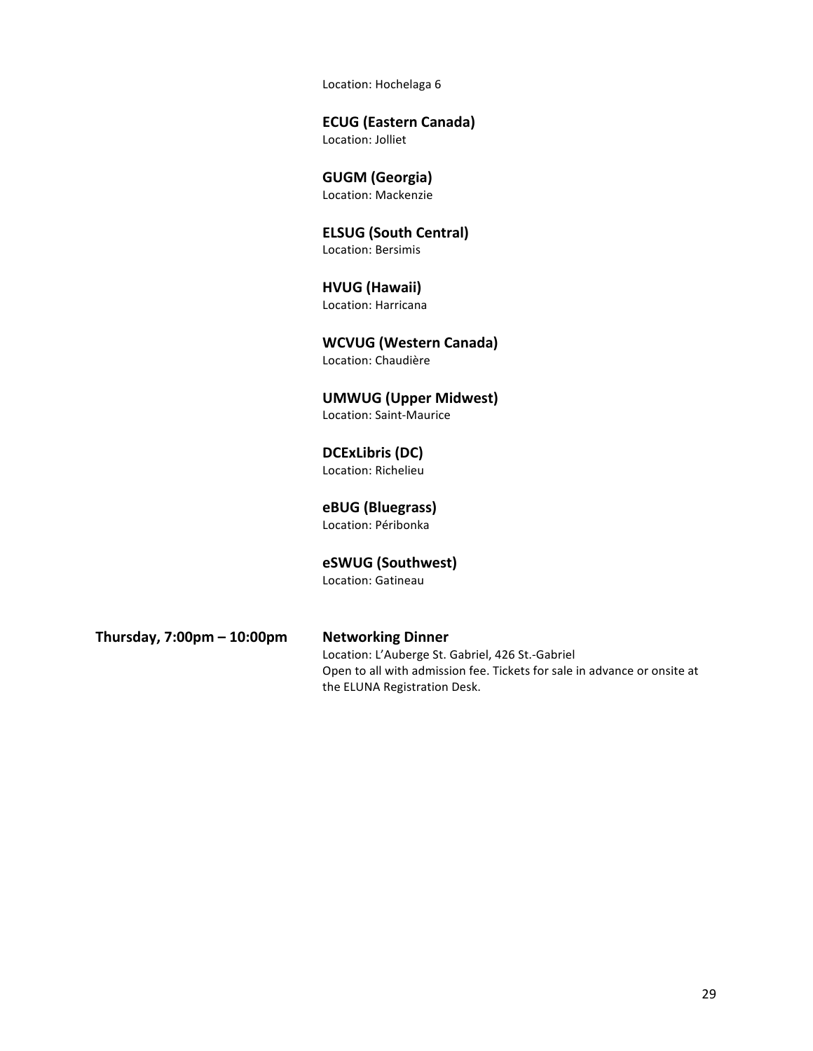Location: Hochelaga 6

**ECUG (Eastern Canada)**
Location: Jolliet

**GUGM (Georgia)**
Location: Mackenzie

**ELSUG (South Central)**
Location: Bersimis

**HVUG (Hawaii)**
Location: Harricana

**WCVUG (Western Canada)**
Location: Chaudière

**UMWUG (Upper Midwest)**
Location: Saint-Maurice

**DCExLibris (DC)**
Location: Richelieu

**eBUG (Bluegrass)**
Location: Péribonka

**eSWUG (Southwest)**
Location: Gatineau

**Thursday, 7:00pm – 10:00pm**

**Networking Dinner**
Location: L'Auberge St. Gabriel, 426 St.-Gabriel
Open to all with admission fee. Tickets for sale in advance or onsite at the ELUNA Registration Desk.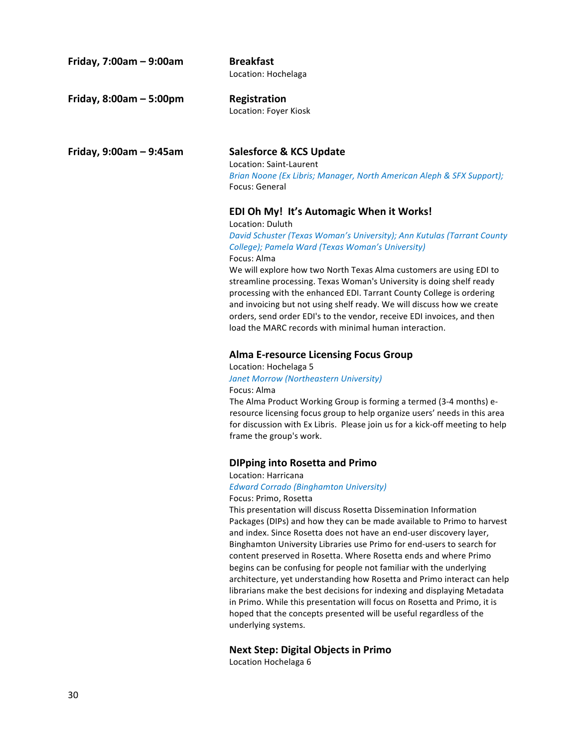**Friday, 7:00am – 9:00am**

**Breakfast**
Location: Hochelaga

**Friday, 8:00am – 5:00pm**

**Registration**
Location: Foyer Kiosk

**Friday, 9:00am – 9:45am**

**Salesforce & KCS Update**
Location: Saint-Laurent
*Brian Noone (Ex Libris; Manager, North American Aleph & SFX Support);*
Focus: General

**EDI Oh My! It's Automagic When it Works!**
Location: Duluth
*David Schuster (Texas Woman's University); Ann Kutulas (Tarrant County College); Pamela Ward (Texas Woman's University)*
Focus: Alma
We will explore how two North Texas Alma customers are using EDI to streamline processing. Texas Woman's University is doing shelf ready processing with the enhanced EDI. Tarrant County College is ordering and invoicing but not using shelf ready. We will discuss how we create orders, send order EDI's to the vendor, receive EDI invoices, and then load the MARC records with minimal human interaction.

**Alma E-resource Licensing Focus Group**
Location: Hochelaga 5
*Janet Morrow (Northeastern University)*
Focus: Alma
The Alma Product Working Group is forming a termed (3-4 months) e-resource licensing focus group to help organize users' needs in this area for discussion with Ex Libris. Please join us for a kick-off meeting to help frame the group's work.

**DIPping into Rosetta and Primo**
Location: Harricana
*Edward Corrado (Binghamton University)*
Focus: Primo, Rosetta
This presentation will discuss Rosetta Dissemination Information Packages (DIPs) and how they can be made available to Primo to harvest and index. Since Rosetta does not have an end-user discovery layer, Binghamton University Libraries use Primo for end-users to search for content preserved in Rosetta. Where Rosetta ends and where Primo begins can be confusing for people not familiar with the underlying architecture, yet understanding how Rosetta and Primo interact can help librarians make the best decisions for indexing and displaying Metadata in Primo. While this presentation will focus on Rosetta and Primo, it is hoped that the concepts presented will be useful regardless of the underlying systems.

**Next Step: Digital Objects in Primo**
Location Hochelaga 6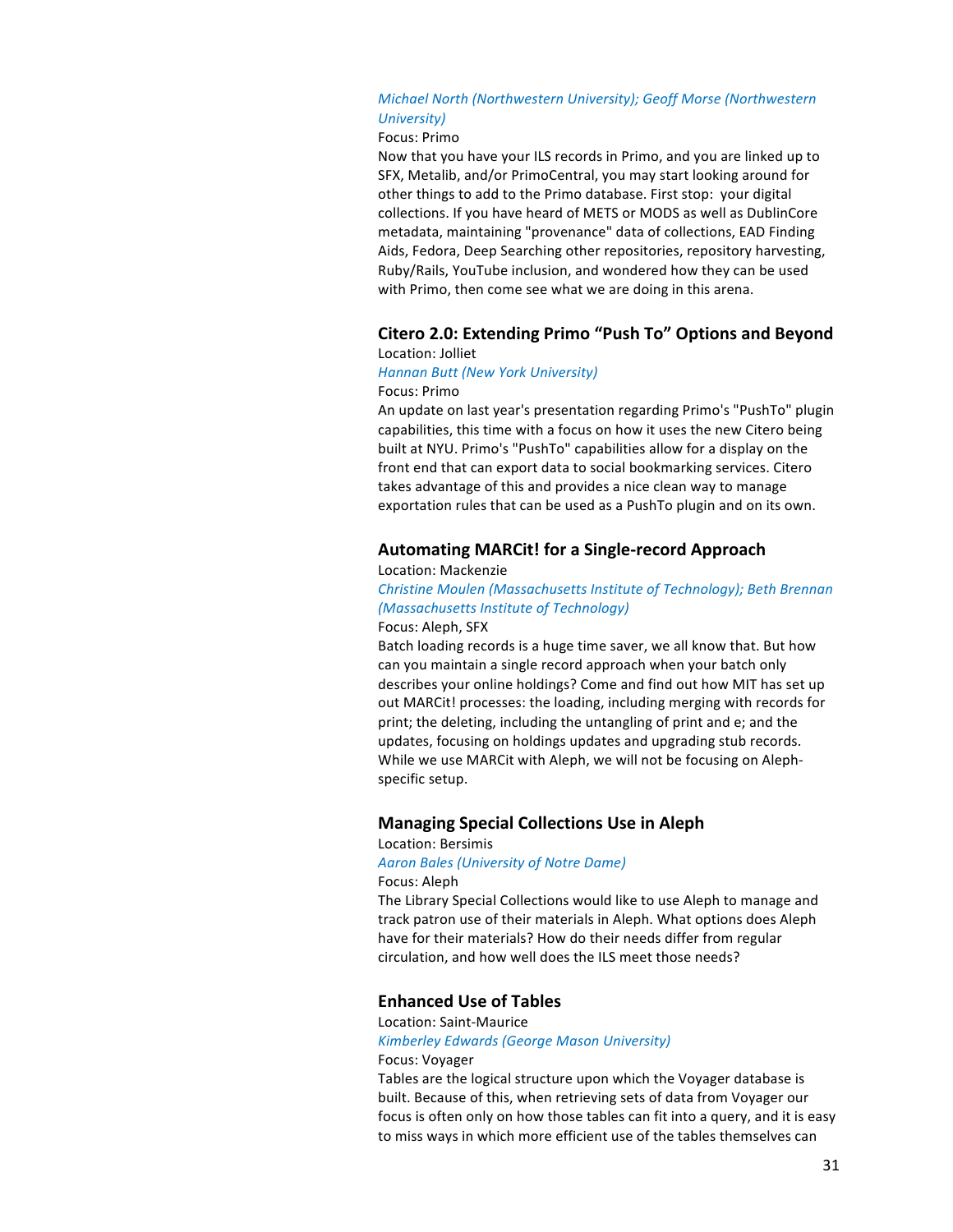*Michael North (Northwestern University); Geoff Morse (Northwestern University)*

Focus: Primo

Now that you have your ILS records in Primo, and you are linked up to SFX, Metalib, and/or PrimoCentral, you may start looking around for other things to add to the Primo database. First stop: your digital collections. If you have heard of METS or MODS as well as DublinCore metadata, maintaining "provenance" data of collections, EAD Finding Aids, Fedora, Deep Searching other repositories, repository harvesting, Ruby/Rails, YouTube inclusion, and wondered how they can be used with Primo, then come see what we are doing in this arena.

### Citero 2.0: Extending Primo "Push To" Options and Beyond

Location: Jolliet

*Hannan Butt (New York University)*

Focus: Primo

An update on last year's presentation regarding Primo's "PushTo" plugin capabilities, this time with a focus on how it uses the new Citero being built at NYU. Primo's "PushTo" capabilities allow for a display on the front end that can export data to social bookmarking services. Citero takes advantage of this and provides a nice clean way to manage exportation rules that can be used as a PushTo plugin and on its own.

### Automating MARCit! for a Single-record Approach

Location: Mackenzie

*Christine Moulen (Massachusetts Institute of Technology); Beth Brennan (Massachusetts Institute of Technology)*

Focus: Aleph, SFX

Batch loading records is a huge time saver, we all know that. But how can you maintain a single record approach when your batch only describes your online holdings? Come and find out how MIT has set up out MARCit! processes: the loading, including merging with records for print; the deleting, including the untangling of print and e; and the updates, focusing on holdings updates and upgrading stub records. While we use MARCit with Aleph, we will not be focusing on Aleph-specific setup.

### Managing Special Collections Use in Aleph

Location: Bersimis

*Aaron Bales (University of Notre Dame)*

Focus: Aleph

The Library Special Collections would like to use Aleph to manage and track patron use of their materials in Aleph. What options does Aleph have for their materials? How do their needs differ from regular circulation, and how well does the ILS meet those needs?

### Enhanced Use of Tables

Location: Saint-Maurice

*Kimberley Edwards (George Mason University)*

Focus: Voyager

Tables are the logical structure upon which the Voyager database is built. Because of this, when retrieving sets of data from Voyager our focus is often only on how those tables can fit into a query, and it is easy to miss ways in which more efficient use of the tables themselves can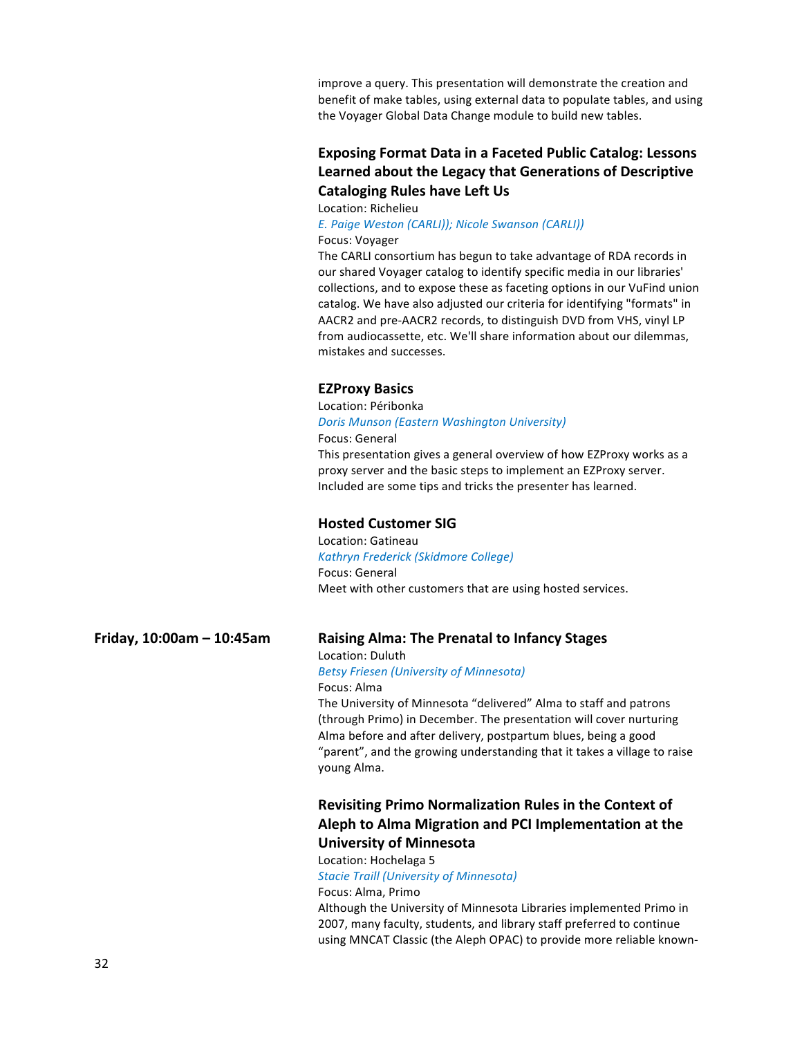improve a query. This presentation will demonstrate the creation and benefit of make tables, using external data to populate tables, and using the Voyager Global Data Change module to build new tables.

### Exposing Format Data in a Faceted Public Catalog: Lessons Learned about the Legacy that Generations of Descriptive Cataloging Rules have Left Us

Location: Richelieu
*E. Paige Weston (CARLI)); Nicole Swanson (CARLI))*
Focus: Voyager
The CARLI consortium has begun to take advantage of RDA records in our shared Voyager catalog to identify specific media in our libraries' collections, and to expose these as faceting options in our VuFind union catalog. We have also adjusted our criteria for identifying "formats" in AACR2 and pre-AACR2 records, to distinguish DVD from VHS, vinyl LP from audiocassette, etc. We'll share information about our dilemmas, mistakes and successes.

### EZProxy Basics

Location: Péribonka
*Doris Munson (Eastern Washington University)*
Focus: General
This presentation gives a general overview of how EZProxy works as a proxy server and the basic steps to implement an EZProxy server. Included are some tips and tricks the presenter has learned.

### Hosted Customer SIG

Location: Gatineau
*Kathryn Frederick (Skidmore College)*
Focus: General
Meet with other customers that are using hosted services.

## Friday, 10:00am – 10:45am

### Raising Alma: The Prenatal to Infancy Stages

Location: Duluth
*Betsy Friesen (University of Minnesota)*
Focus: Alma
The University of Minnesota "delivered" Alma to staff and patrons (through Primo) in December. The presentation will cover nurturing Alma before and after delivery, postpartum blues, being a good "parent", and the growing understanding that it takes a village to raise young Alma.

### Revisiting Primo Normalization Rules in the Context of Aleph to Alma Migration and PCI Implementation at the University of Minnesota

Location: Hochelaga 5
*Stacie Traill (University of Minnesota)*
Focus: Alma, Primo
Although the University of Minnesota Libraries implemented Primo in 2007, many faculty, students, and library staff preferred to continue using MNCAT Classic (the Aleph OPAC) to provide more reliable known-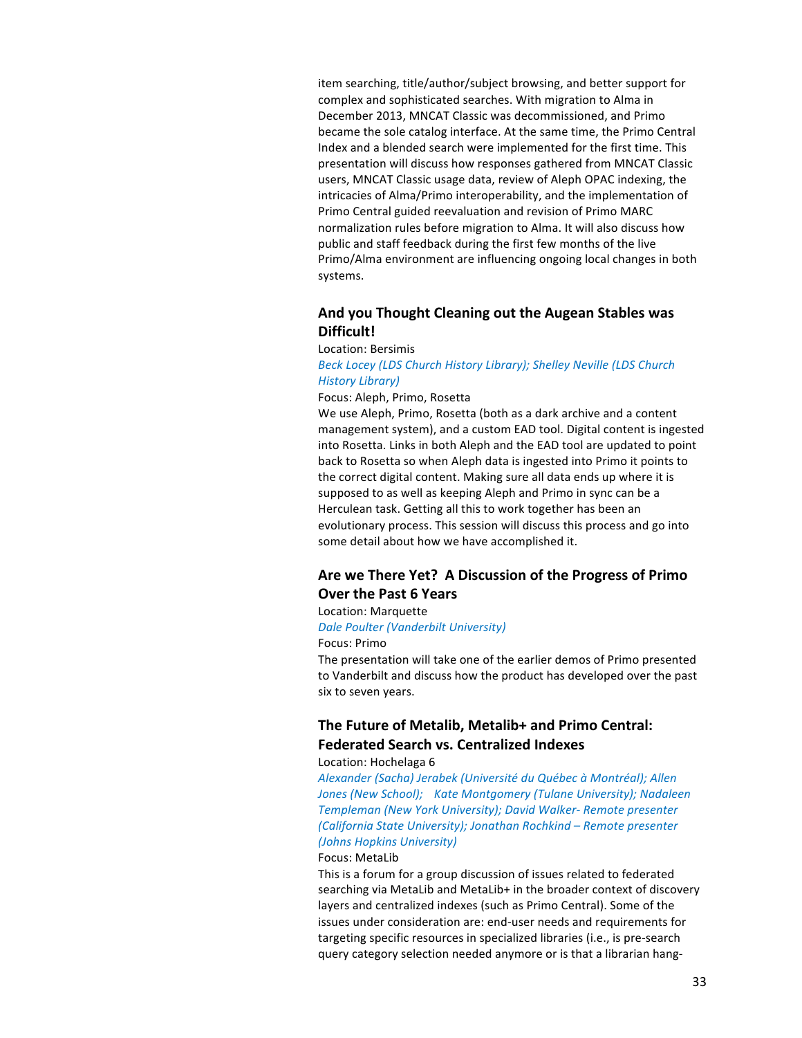item searching, title/author/subject browsing, and better support for complex and sophisticated searches. With migration to Alma in December 2013, MNCAT Classic was decommissioned, and Primo became the sole catalog interface. At the same time, the Primo Central Index and a blended search were implemented for the first time. This presentation will discuss how responses gathered from MNCAT Classic users, MNCAT Classic usage data, review of Aleph OPAC indexing, the intricacies of Alma/Primo interoperability, and the implementation of Primo Central guided reevaluation and revision of Primo MARC normalization rules before migration to Alma. It will also discuss how public and staff feedback during the first few months of the live Primo/Alma environment are influencing ongoing local changes in both systems.

## And you Thought Cleaning out the Augean Stables was Difficult!

Location: Bersimis

*Beck Locey (LDS Church History Library); Shelley Neville (LDS Church History Library)*

Focus: Aleph, Primo, Rosetta

We use Aleph, Primo, Rosetta (both as a dark archive and a content management system), and a custom EAD tool. Digital content is ingested into Rosetta. Links in both Aleph and the EAD tool are updated to point back to Rosetta so when Aleph data is ingested into Primo it points to the correct digital content. Making sure all data ends up where it is supposed to as well as keeping Aleph and Primo in sync can be a Herculean task. Getting all this to work together has been an evolutionary process. This session will discuss this process and go into some detail about how we have accomplished it.

## Are we There Yet? A Discussion of the Progress of Primo Over the Past 6 Years

Location: Marquette

*Dale Poulter (Vanderbilt University)*

Focus: Primo

The presentation will take one of the earlier demos of Primo presented to Vanderbilt and discuss how the product has developed over the past six to seven years.

## The Future of Metalib, Metalib+ and Primo Central: Federated Search vs. Centralized Indexes

Location: Hochelaga 6

*Alexander (Sacha) Jerabek (Université du Québec à Montréal); Allen Jones (New School); Kate Montgomery (Tulane University); Nadaleen Templeman (New York University); David Walker- Remote presenter (California State University); Jonathan Rochkind – Remote presenter (Johns Hopkins University)*

Focus: MetaLib

This is a forum for a group discussion of issues related to federated searching via MetaLib and MetaLib+ in the broader context of discovery layers and centralized indexes (such as Primo Central). Some of the issues under consideration are: end-user needs and requirements for targeting specific resources in specialized libraries (i.e., is pre-search query category selection needed anymore or is that a librarian hang-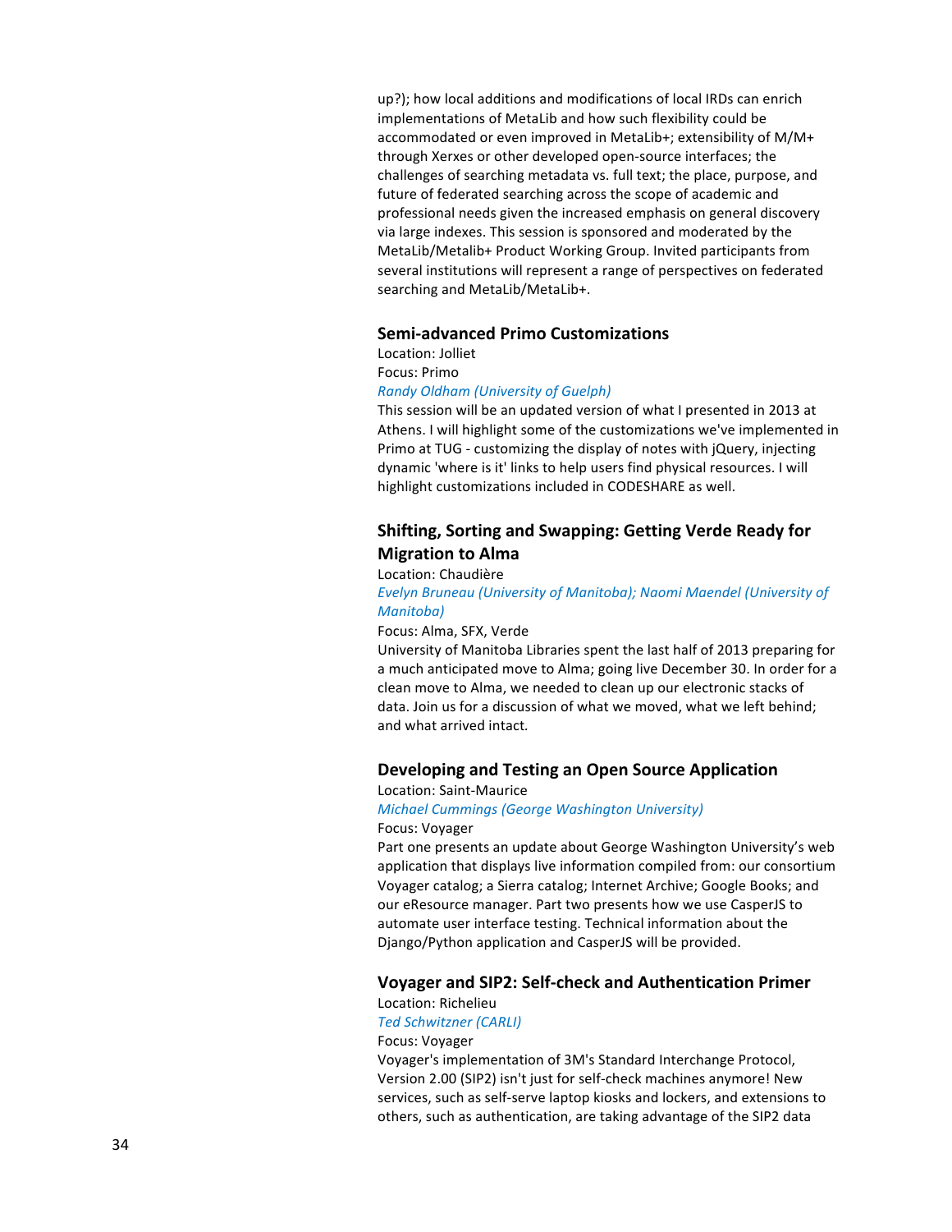up?); how local additions and modifications of local IRDs can enrich implementations of MetaLib and how such flexibility could be accommodated or even improved in MetaLib+; extensibility of M/M+ through Xerxes or other developed open-source interfaces; the challenges of searching metadata vs. full text; the place, purpose, and future of federated searching across the scope of academic and professional needs given the increased emphasis on general discovery via large indexes. This session is sponsored and moderated by the MetaLib/Metalib+ Product Working Group. Invited participants from several institutions will represent a range of perspectives on federated searching and MetaLib/MetaLib+.

### Semi-advanced Primo Customizations

Location: Jolliet

Focus: Primo

*Randy Oldham (University of Guelph)*

This session will be an updated version of what I presented in 2013 at Athens. I will highlight some of the customizations we've implemented in Primo at TUG - customizing the display of notes with jQuery, injecting dynamic 'where is it' links to help users find physical resources. I will highlight customizations included in CODESHARE as well.

### Shifting, Sorting and Swapping: Getting Verde Ready for Migration to Alma

Location: Chaudière

*Evelyn Bruneau (University of Manitoba); Naomi Maendel (University of Manitoba)*

Focus: Alma, SFX, Verde

University of Manitoba Libraries spent the last half of 2013 preparing for a much anticipated move to Alma; going live December 30. In order for a clean move to Alma, we needed to clean up our electronic stacks of data. Join us for a discussion of what we moved, what we left behind; and what arrived intact.

### Developing and Testing an Open Source Application

Location: Saint-Maurice

*Michael Cummings (George Washington University)*

Focus: Voyager

Part one presents an update about George Washington University's web application that displays live information compiled from: our consortium Voyager catalog; a Sierra catalog; Internet Archive; Google Books; and our eResource manager. Part two presents how we use CasperJS to automate user interface testing. Technical information about the Django/Python application and CasperJS will be provided.

### Voyager and SIP2: Self-check and Authentication Primer

Location: Richelieu

*Ted Schwitzner (CARLI)*

Focus: Voyager

Voyager's implementation of 3M's Standard Interchange Protocol, Version 2.00 (SIP2) isn't just for self-check machines anymore! New services, such as self-serve laptop kiosks and lockers, and extensions to others, such as authentication, are taking advantage of the SIP2 data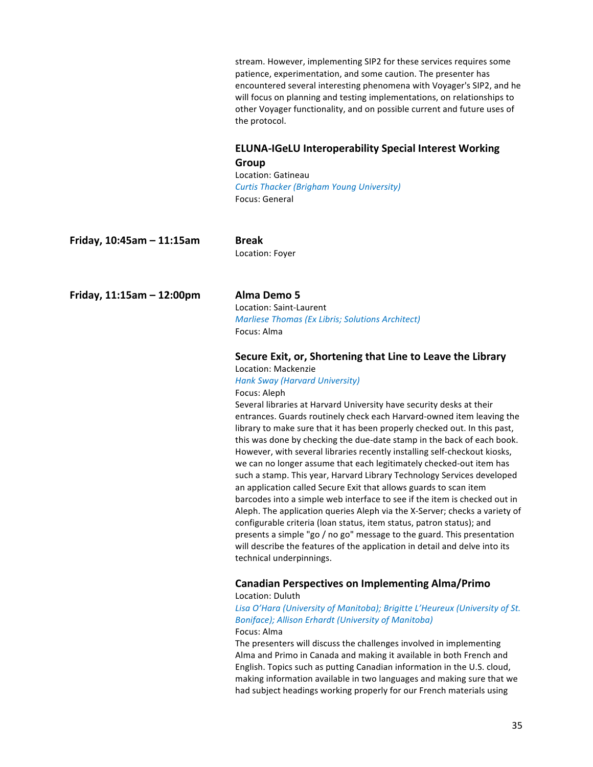stream. However, implementing SIP2 for these services requires some patience, experimentation, and some caution. The presenter has encountered several interesting phenomena with Voyager's SIP2, and he will focus on planning and testing implementations, on relationships to other Voyager functionality, and on possible current and future uses of the protocol.

### ELUNA-IGeLU Interoperability Special Interest Working Group

Location: Gatineau
*Curtis Thacker (Brigham Young University)*
Focus: General

**Friday, 10:45am – 11:15am**

### Break

Location: Foyer

**Friday, 11:15am – 12:00pm**

### Alma Demo 5

Location: Saint-Laurent
*Marliese Thomas (Ex Libris; Solutions Architect)*
Focus: Alma

### Secure Exit, or, Shortening that Line to Leave the Library

Location: Mackenzie
*Hank Sway (Harvard University)*
Focus: Aleph
Several libraries at Harvard University have security desks at their entrances. Guards routinely check each Harvard-owned item leaving the library to make sure that it has been properly checked out. In this past, this was done by checking the due-date stamp in the back of each book. However, with several libraries recently installing self-checkout kiosks, we can no longer assume that each legitimately checked-out item has such a stamp. This year, Harvard Library Technology Services developed an application called Secure Exit that allows guards to scan item barcodes into a simple web interface to see if the item is checked out in Aleph. The application queries Aleph via the X-Server; checks a variety of configurable criteria (loan status, item status, patron status); and presents a simple "go / no go" message to the guard. This presentation will describe the features of the application in detail and delve into its technical underpinnings.

### Canadian Perspectives on Implementing Alma/Primo

Location: Duluth
*Lisa O'Hara (University of Manitoba); Brigitte L'Heureux (University of St. Boniface); Allison Erhardt (University of Manitoba)*
Focus: Alma
The presenters will discuss the challenges involved in implementing Alma and Primo in Canada and making it available in both French and English. Topics such as putting Canadian information in the U.S. cloud, making information available in two languages and making sure that we had subject headings working properly for our French materials using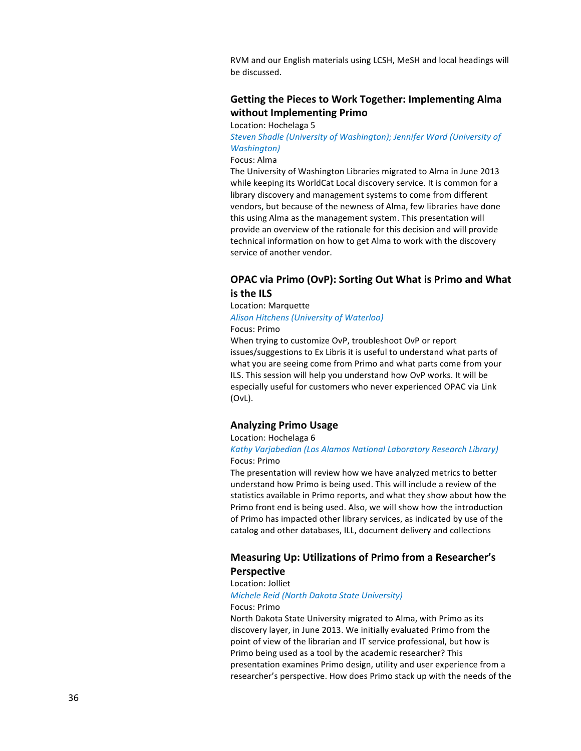RVM and our English materials using LCSH, MeSH and local headings will be discussed.

### Getting the Pieces to Work Together: Implementing Alma without Implementing Primo

Location: Hochelaga 5

*Steven Shadle (University of Washington); Jennifer Ward (University of Washington)*

Focus: Alma

The University of Washington Libraries migrated to Alma in June 2013 while keeping its WorldCat Local discovery service. It is common for a library discovery and management systems to come from different vendors, but because of the newness of Alma, few libraries have done this using Alma as the management system. This presentation will provide an overview of the rationale for this decision and will provide technical information on how to get Alma to work with the discovery service of another vendor.

### OPAC via Primo (OvP): Sorting Out What is Primo and What is the ILS

Location: Marquette

*Alison Hitchens (University of Waterloo)*

Focus: Primo

When trying to customize OvP, troubleshoot OvP or report issues/suggestions to Ex Libris it is useful to understand what parts of what you are seeing come from Primo and what parts come from your ILS. This session will help you understand how OvP works. It will be especially useful for customers who never experienced OPAC via Link (OvL).

### Analyzing Primo Usage

Location: Hochelaga 6

*Kathy Varjabedian (Los Alamos National Laboratory Research Library)*

Focus: Primo

The presentation will review how we have analyzed metrics to better understand how Primo is being used. This will include a review of the statistics available in Primo reports, and what they show about how the Primo front end is being used. Also, we will show how the introduction of Primo has impacted other library services, as indicated by use of the catalog and other databases, ILL, document delivery and collections

### Measuring Up: Utilizations of Primo from a Researcher's Perspective

Location: Jolliet

*Michele Reid (North Dakota State University)*

Focus: Primo

North Dakota State University migrated to Alma, with Primo as its discovery layer, in June 2013. We initially evaluated Primo from the point of view of the librarian and IT service professional, but how is Primo being used as a tool by the academic researcher? This presentation examines Primo design, utility and user experience from a researcher's perspective. How does Primo stack up with the needs of the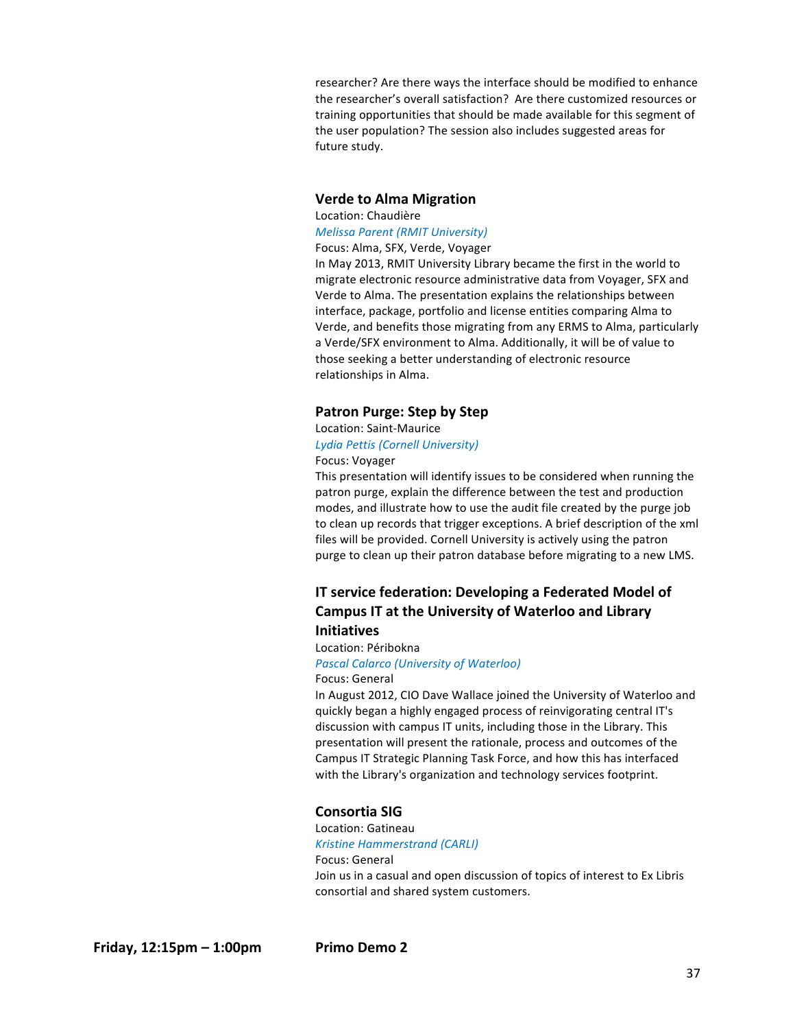researcher? Are there ways the interface should be modified to enhance the researcher's overall satisfaction? Are there customized resources or training opportunities that should be made available for this segment of the user population? The session also includes suggested areas for future study.

### Verde to Alma Migration

Location: Chaudière

*Melissa Parent (RMIT University)*

Focus: Alma, SFX, Verde, Voyager

In May 2013, RMIT University Library became the first in the world to migrate electronic resource administrative data from Voyager, SFX and Verde to Alma. The presentation explains the relationships between interface, package, portfolio and license entities comparing Alma to Verde, and benefits those migrating from any ERMS to Alma, particularly a Verde/SFX environment to Alma. Additionally, it will be of value to those seeking a better understanding of electronic resource relationships in Alma.

### Patron Purge: Step by Step

Location: Saint-Maurice

*Lydia Pettis (Cornell University)*

Focus: Voyager

This presentation will identify issues to be considered when running the patron purge, explain the difference between the test and production modes, and illustrate how to use the audit file created by the purge job to clean up records that trigger exceptions. A brief description of the xml files will be provided. Cornell University is actively using the patron purge to clean up their patron database before migrating to a new LMS.

### IT service federation: Developing a Federated Model of Campus IT at the University of Waterloo and Library Initiatives

Location: Péribokna

*Pascal Calarco (University of Waterloo)*

Focus: General

In August 2012, CIO Dave Wallace joined the University of Waterloo and quickly began a highly engaged process of reinvigorating central IT's discussion with campus IT units, including those in the Library. This presentation will present the rationale, process and outcomes of the Campus IT Strategic Planning Task Force, and how this has interfaced with the Library's organization and technology services footprint.

### Consortia SIG

Location: Gatineau

*Kristine Hammerstrand (CARLI)*

Focus: General

Join us in a casual and open discussion of topics of interest to Ex Libris consortial and shared system customers.

**Friday, 12:15pm – 1:00pm** **Primo Demo 2**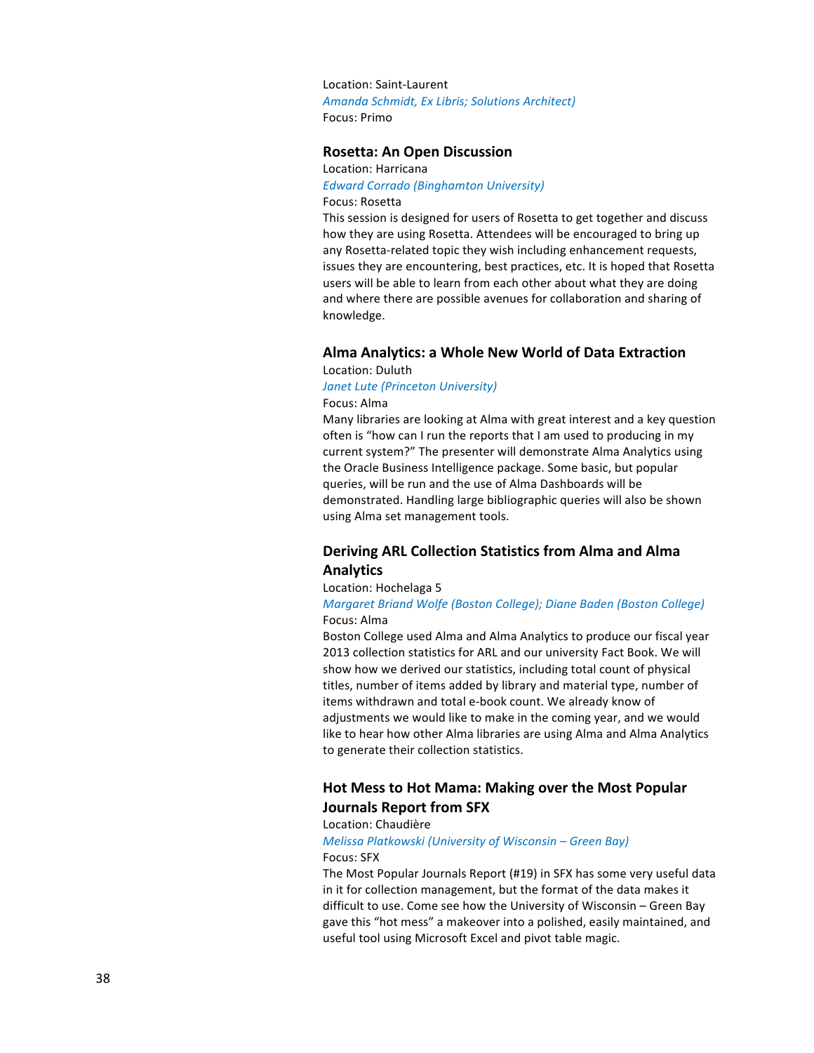Location: Saint-Laurent
*Amanda Schmidt, Ex Libris; Solutions Architect)*
Focus: Primo

### Rosetta: An Open Discussion

Location: Harricana
*Edward Corrado (Binghamton University)*
Focus: Rosetta
This session is designed for users of Rosetta to get together and discuss how they are using Rosetta. Attendees will be encouraged to bring up any Rosetta-related topic they wish including enhancement requests, issues they are encountering, best practices, etc. It is hoped that Rosetta users will be able to learn from each other about what they are doing and where there are possible avenues for collaboration and sharing of knowledge.

### Alma Analytics: a Whole New World of Data Extraction

Location: Duluth
*Janet Lute (Princeton University)*
Focus: Alma
Many libraries are looking at Alma with great interest and a key question often is "how can I run the reports that I am used to producing in my current system?" The presenter will demonstrate Alma Analytics using the Oracle Business Intelligence package. Some basic, but popular queries, will be run and the use of Alma Dashboards will be demonstrated. Handling large bibliographic queries will also be shown using Alma set management tools.

### Deriving ARL Collection Statistics from Alma and Alma Analytics

Location: Hochelaga 5
*Margaret Briand Wolfe (Boston College); Diane Baden (Boston College)*
Focus: Alma
Boston College used Alma and Alma Analytics to produce our fiscal year 2013 collection statistics for ARL and our university Fact Book. We will show how we derived our statistics, including total count of physical titles, number of items added by library and material type, number of items withdrawn and total e-book count. We already know of adjustments we would like to make in the coming year, and we would like to hear how other Alma libraries are using Alma and Alma Analytics to generate their collection statistics.

### Hot Mess to Hot Mama: Making over the Most Popular Journals Report from SFX

Location: Chaudière
*Melissa Platkowski (University of Wisconsin – Green Bay)*
Focus: SFX
The Most Popular Journals Report (#19) in SFX has some very useful data in it for collection management, but the format of the data makes it difficult to use. Come see how the University of Wisconsin – Green Bay gave this "hot mess" a makeover into a polished, easily maintained, and useful tool using Microsoft Excel and pivot table magic.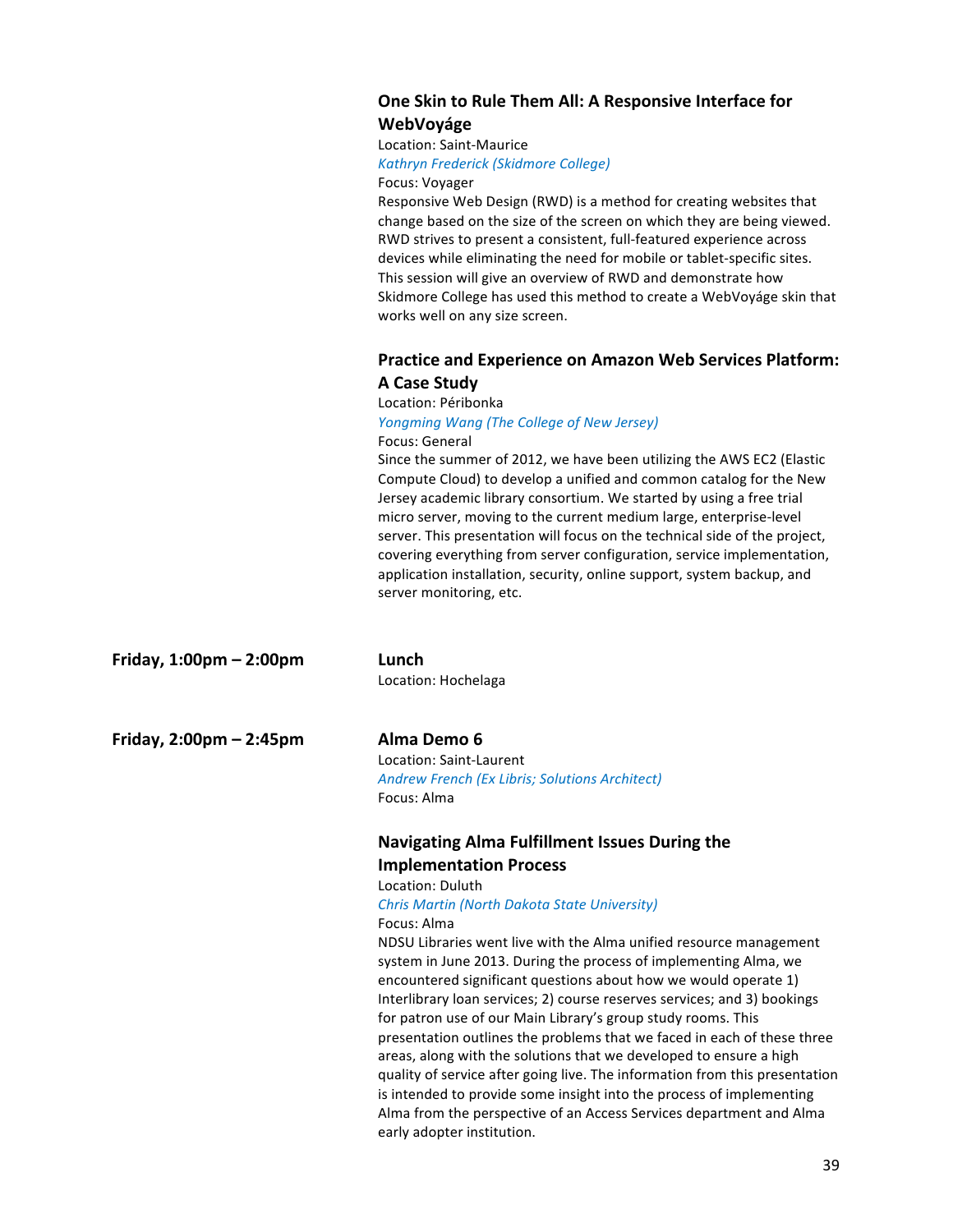### One Skin to Rule Them All: A Responsive Interface for WebVoyáge

Location: Saint-Maurice

*Kathryn Frederick (Skidmore College)*

Focus: Voyager

Responsive Web Design (RWD) is a method for creating websites that change based on the size of the screen on which they are being viewed. RWD strives to present a consistent, full-featured experience across devices while eliminating the need for mobile or tablet-specific sites. This session will give an overview of RWD and demonstrate how Skidmore College has used this method to create a WebVoyáge skin that works well on any size screen.

### Practice and Experience on Amazon Web Services Platform: A Case Study

Location: Péribonka

*Yongming Wang (The College of New Jersey)*

Focus: General

Since the summer of 2012, we have been utilizing the AWS EC2 (Elastic Compute Cloud) to develop a unified and common catalog for the New Jersey academic library consortium. We started by using a free trial micro server, moving to the current medium large, enterprise-level server. This presentation will focus on the technical side of the project, covering everything from server configuration, service implementation, application installation, security, online support, system backup, and server monitoring, etc.

**Friday, 1:00pm – 2:00pm**

### Lunch

Location: Hochelaga

**Friday, 2:00pm – 2:45pm**

### Alma Demo 6

Location: Saint-Laurent

*Andrew French (Ex Libris; Solutions Architect)*

Focus: Alma

### Navigating Alma Fulfillment Issues During the Implementation Process

Location: Duluth

*Chris Martin (North Dakota State University)*

Focus: Alma

NDSU Libraries went live with the Alma unified resource management system in June 2013. During the process of implementing Alma, we encountered significant questions about how we would operate 1) Interlibrary loan services; 2) course reserves services; and 3) bookings for patron use of our Main Library's group study rooms. This presentation outlines the problems that we faced in each of these three areas, along with the solutions that we developed to ensure a high quality of service after going live. The information from this presentation is intended to provide some insight into the process of implementing Alma from the perspective of an Access Services department and Alma early adopter institution.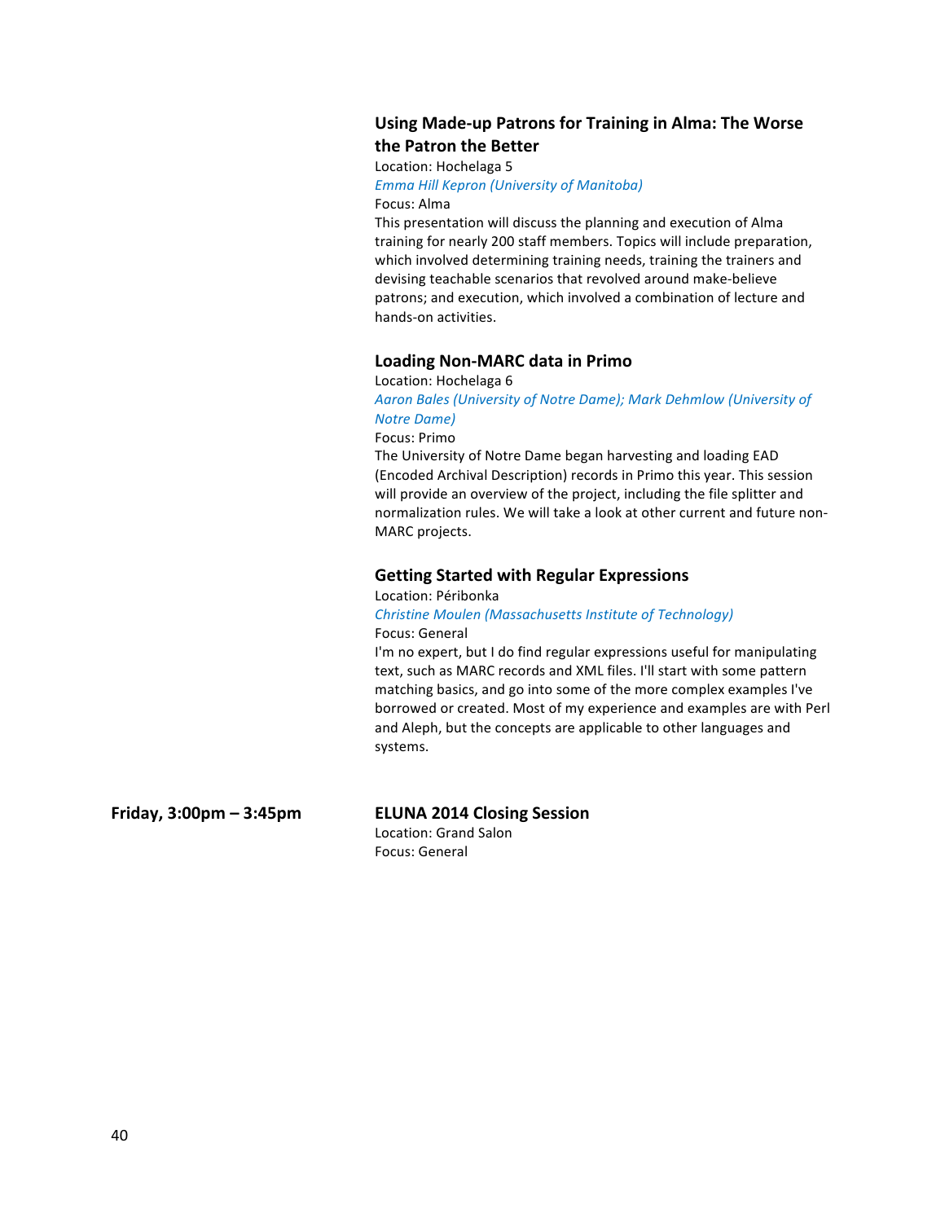### Using Made-up Patrons for Training in Alma: The Worse the Patron the Better

Location: Hochelaga 5

*Emma Hill Kepron (University of Manitoba)*

Focus: Alma

This presentation will discuss the planning and execution of Alma training for nearly 200 staff members. Topics will include preparation, which involved determining training needs, training the trainers and devising teachable scenarios that revolved around make-believe patrons; and execution, which involved a combination of lecture and hands-on activities.

### Loading Non-MARC data in Primo

Location: Hochelaga 6

*Aaron Bales (University of Notre Dame); Mark Dehmlow (University of Notre Dame)*

Focus: Primo

The University of Notre Dame began harvesting and loading EAD (Encoded Archival Description) records in Primo this year. This session will provide an overview of the project, including the file splitter and normalization rules. We will take a look at other current and future non-MARC projects.

### Getting Started with Regular Expressions

Location: Péribonka

*Christine Moulen (Massachusetts Institute of Technology)*

Focus: General

I'm no expert, but I do find regular expressions useful for manipulating text, such as MARC records and XML files. I'll start with some pattern matching basics, and go into some of the more complex examples I've borrowed or created. Most of my experience and examples are with Perl and Aleph, but the concepts are applicable to other languages and systems.

**Friday, 3:00pm – 3:45pm**

### ELUNA 2014 Closing Session

Location: Grand Salon

Focus: General